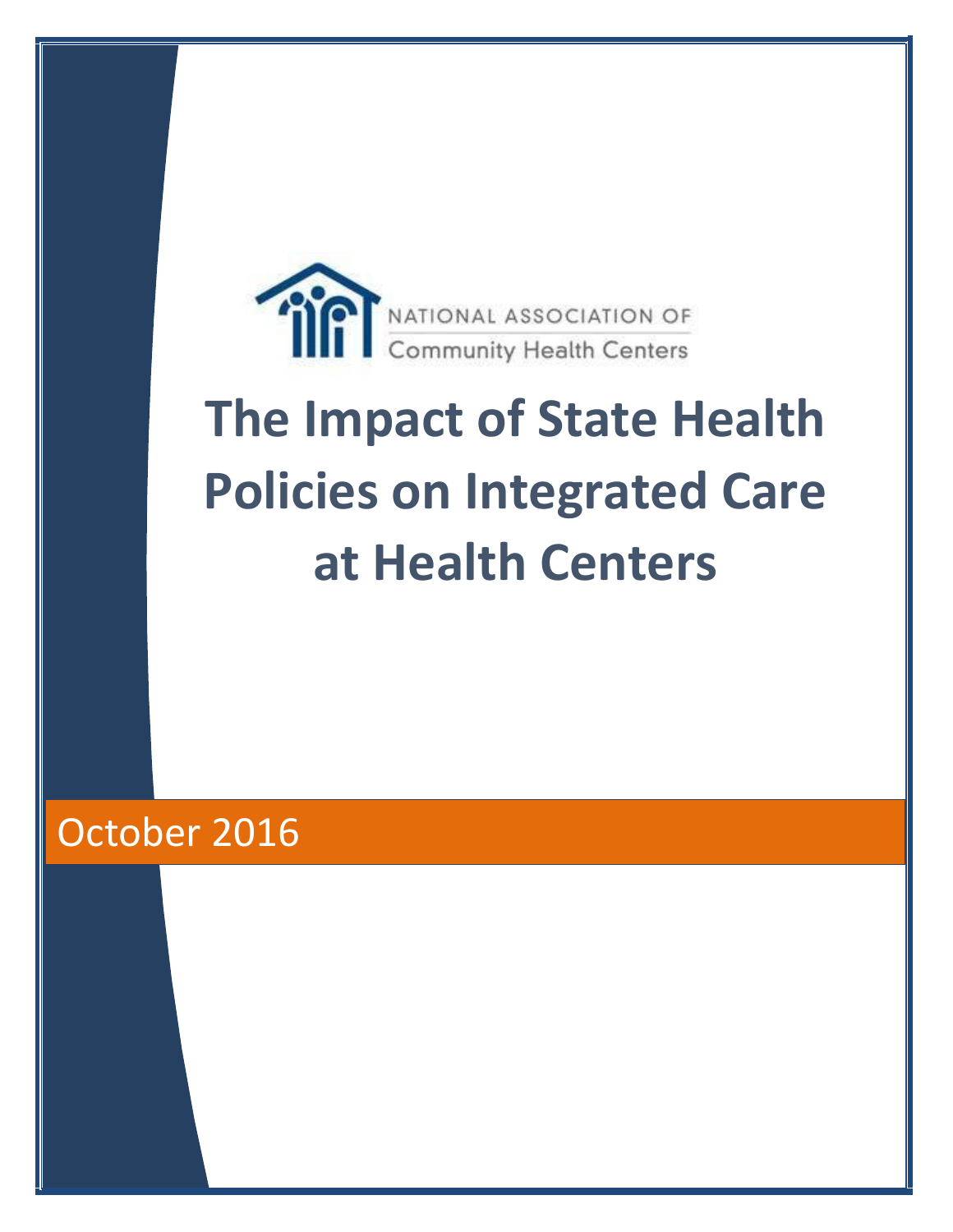NATIONAL ASSOCIATION OF
Community Health Centers

# The Impact of State Health Policies on Integrated Care at Health Centers

October 2016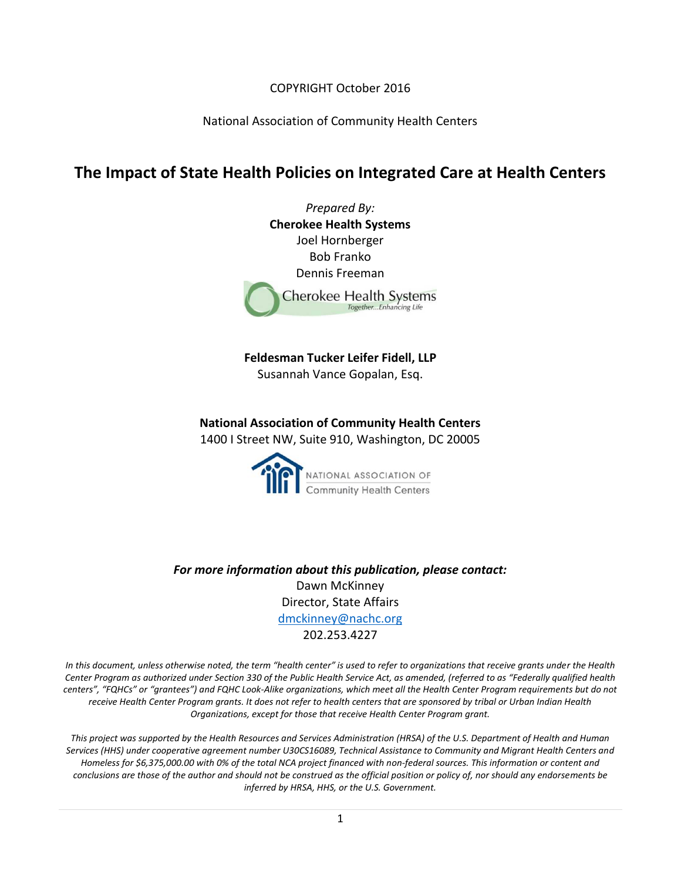COPYRIGHT October 2016

National Association of Community Health Centers

# The Impact of State Health Policies on Integrated Care at Health Centers

*Prepared By:*

**Cherokee Health Systems**

Joel Hornberger

Bob Franko

Dennis Freeman

**Feldesman Tucker Leifer Fidell, LLP**

Susannah Vance Gopalan, Esq.

**National Association of Community Health Centers**

1400 I Street NW, Suite 910, Washington, DC 20005

***For more information about this publication, please contact:***

Dawn McKinney

Director, State Affairs

dmckinney@nachc.org

202.253.4227

*In this document, unless otherwise noted, the term "health center" is used to refer to organizations that receive grants under the Health Center Program as authorized under Section 330 of the Public Health Service Act, as amended, (referred to as "Federally qualified health centers", "FQHCs" or "grantees") and FQHC Look-Alike organizations, which meet all the Health Center Program requirements but do not receive Health Center Program grants. It does not refer to health centers that are sponsored by tribal or Urban Indian Health Organizations, except for those that receive Health Center Program grant.*

*This project was supported by the Health Resources and Services Administration (HRSA) of the U.S. Department of Health and Human Services (HHS) under cooperative agreement number U30CS16089, Technical Assistance to Community and Migrant Health Centers and Homeless for $6,375,000.00 with 0% of the total NCA project financed with non-federal sources. This information or content and conclusions are those of the author and should not be construed as the official position or policy of, nor should any endorsements be inferred by HRSA, HHS, or the U.S. Government.*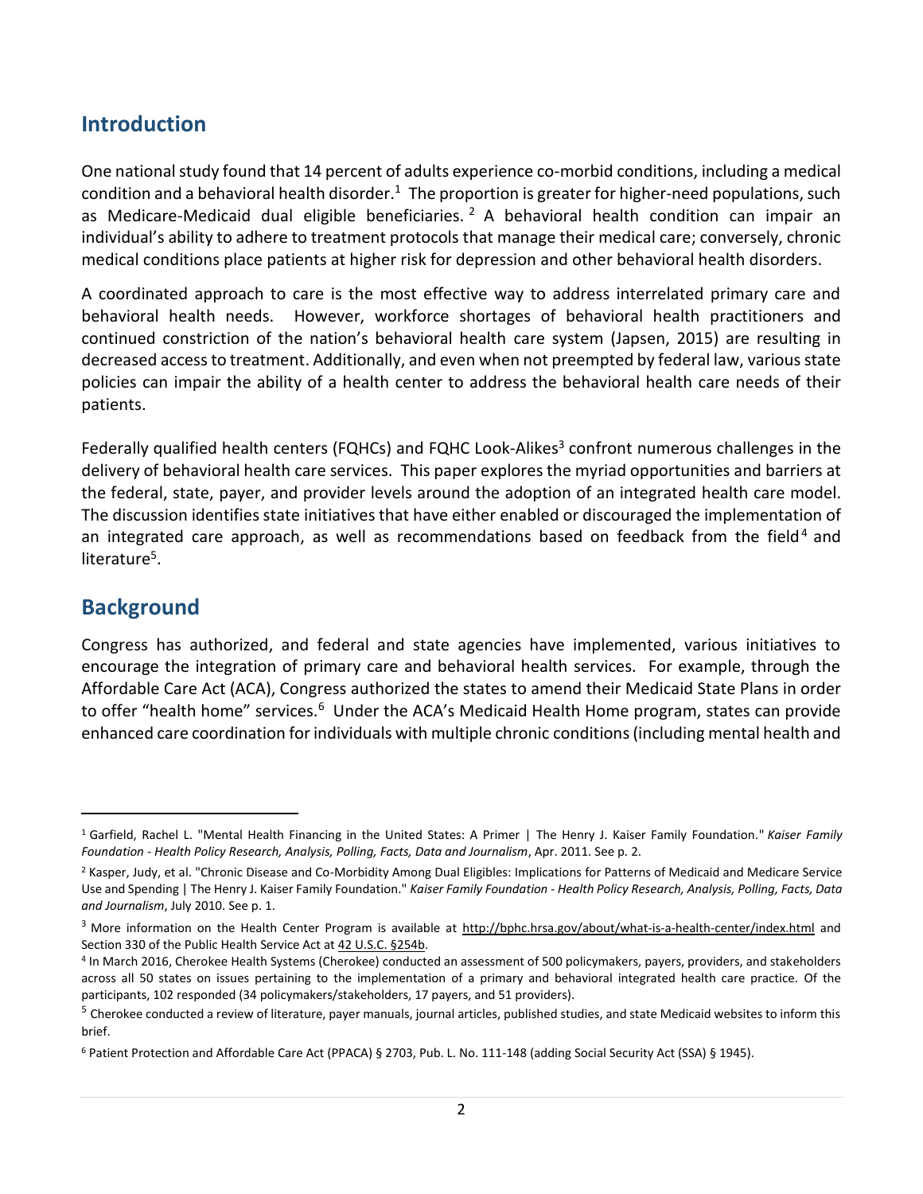## Introduction

One national study found that 14 percent of adults experience co-morbid conditions, including a medical condition and a behavioral health disorder.[1] The proportion is greater for higher-need populations, such as Medicare-Medicaid dual eligible beneficiaries.[2] A behavioral health condition can impair an individual's ability to adhere to treatment protocols that manage their medical care; conversely, chronic medical conditions place patients at higher risk for depression and other behavioral health disorders.

A coordinated approach to care is the most effective way to address interrelated primary care and behavioral health needs. However, workforce shortages of behavioral health practitioners and continued constriction of the nation's behavioral health care system (Japsen, 2015) are resulting in decreased access to treatment. Additionally, and even when not preempted by federal law, various state policies can impair the ability of a health center to address the behavioral health care needs of their patients.

Federally qualified health centers (FQHCs) and FQHC Look-Alikes[3] confront numerous challenges in the delivery of behavioral health care services. This paper explores the myriad opportunities and barriers at the federal, state, payer, and provider levels around the adoption of an integrated health care model. The discussion identifies state initiatives that have either enabled or discouraged the implementation of an integrated care approach, as well as recommendations based on feedback from the field[4] and literature[5].

## Background

Congress has authorized, and federal and state agencies have implemented, various initiatives to encourage the integration of primary care and behavioral health services. For example, through the Affordable Care Act (ACA), Congress authorized the states to amend their Medicaid State Plans in order to offer "health home" services.[6] Under the ACA's Medicaid Health Home program, states can provide enhanced care coordination for individuals with multiple chronic conditions (including mental health and

---

[1] Garfield, Rachel L. "Mental Health Financing in the United States: A Primer | The Henry J. Kaiser Family Foundation." *Kaiser Family Foundation - Health Policy Research, Analysis, Polling, Facts, Data and Journalism*, Apr. 2011. See p. 2.

[2] Kasper, Judy, et al. "Chronic Disease and Co-Morbidity Among Dual Eligibles: Implications for Patterns of Medicaid and Medicare Service Use and Spending | The Henry J. Kaiser Family Foundation." *Kaiser Family Foundation - Health Policy Research, Analysis, Polling, Facts, Data and Journalism*, July 2010. See p. 1.

[3] More information on the Health Center Program is available at http://bphc.hrsa.gov/about/what-is-a-health-center/index.html and Section 330 of the Public Health Service Act at 42 U.S.C. §254b.

[4] In March 2016, Cherokee Health Systems (Cherokee) conducted an assessment of 500 policymakers, payers, providers, and stakeholders across all 50 states on issues pertaining to the implementation of a primary and behavioral integrated health care practice. Of the participants, 102 responded (34 policymakers/stakeholders, 17 payers, and 51 providers).

[5] Cherokee conducted a review of literature, payer manuals, journal articles, published studies, and state Medicaid websites to inform this brief.

[6] Patient Protection and Affordable Care Act (PPACA) § 2703, Pub. L. No. 111-148 (adding Social Security Act (SSA) § 1945).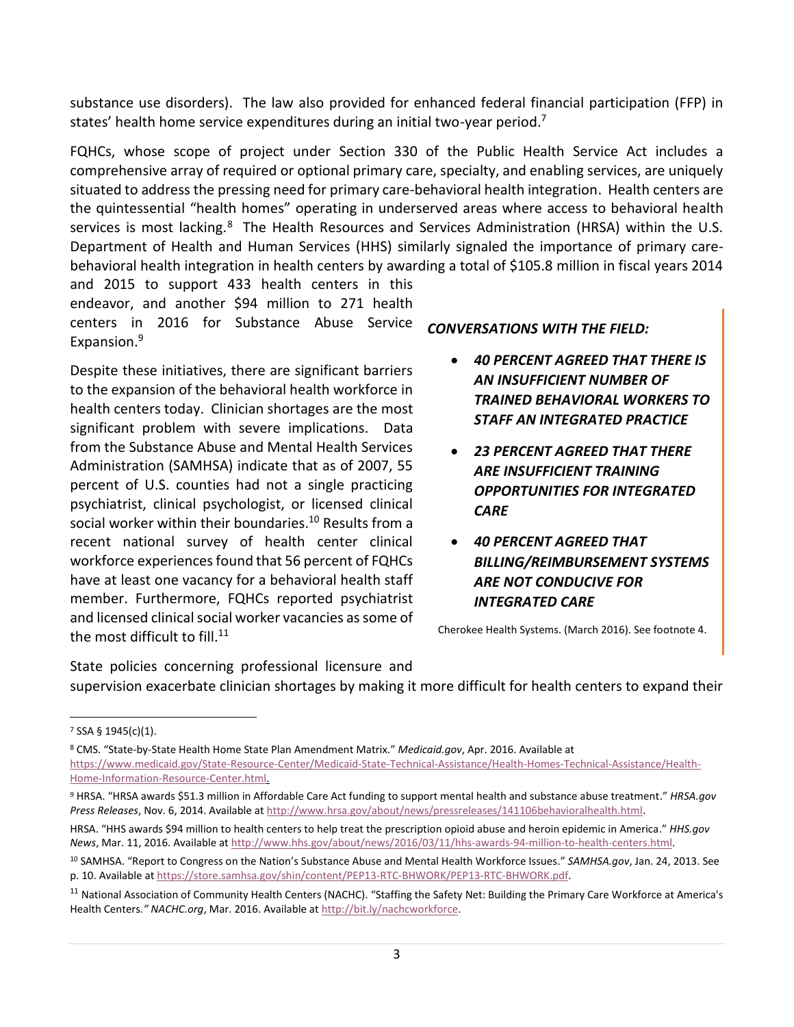substance use disorders). The law also provided for enhanced federal financial participation (FFP) in states' health home service expenditures during an initial two-year period.[7]

FQHCs, whose scope of project under Section 330 of the Public Health Service Act includes a comprehensive array of required or optional primary care, specialty, and enabling services, are uniquely situated to address the pressing need for primary care-behavioral health integration. Health centers are the quintessential "health homes" operating in underserved areas where access to behavioral health services is most lacking.[8] The Health Resources and Services Administration (HRSA) within the U.S. Department of Health and Human Services (HHS) similarly signaled the importance of primary care-behavioral health integration in health centers by awarding a total of $105.8 million in fiscal years 2014 and 2015 to support 433 health centers in this endeavor, and another $94 million to 271 health centers in 2016 for Substance Abuse Service Expansion.[9]

Despite these initiatives, there are significant barriers to the expansion of the behavioral health workforce in health centers today. Clinician shortages are the most significant problem with severe implications. Data from the Substance Abuse and Mental Health Services Administration (SAMHSA) indicate that as of 2007, 55 percent of U.S. counties had not a single practicing psychiatrist, clinical psychologist, or licensed clinical social worker within their boundaries.[10] Results from a recent national survey of health center clinical workforce experiences found that 56 percent of FQHCs have at least one vacancy for a behavioral health staff member. Furthermore, FQHCs reported psychiatrist and licensed clinical social worker vacancies as some of the most difficult to fill.[11]

***CONVERSATIONS WITH THE FIELD:***

- ***40 PERCENT AGREED THAT THERE IS AN INSUFFICIENT NUMBER OF TRAINED BEHAVIORAL WORKERS TO STAFF AN INTEGRATED PRACTICE***
- ***23 PERCENT AGREED THAT THERE ARE INSUFFICIENT TRAINING OPPORTUNITIES FOR INTEGRATED CARE***
- ***40 PERCENT AGREED THAT BILLING/REIMBURSEMENT SYSTEMS ARE NOT CONDUCIVE FOR INTEGRATED CARE***

Cherokee Health Systems. (March 2016). See footnote 4.

State policies concerning professional licensure and supervision exacerbate clinician shortages by making it more difficult for health centers to expand their

---

[7] SSA § 1945(c)(1).

[8] CMS. "State-by-State Health Home State Plan Amendment Matrix." *Medicaid.gov*, Apr. 2016. Available at https://www.medicaid.gov/State-Resource-Center/Medicaid-State-Technical-Assistance/Health-Homes-Technical-Assistance/Health-Home-Information-Resource-Center.html.

[9] HRSA. "HRSA awards $51.3 million in Affordable Care Act funding to support mental health and substance abuse treatment." *HRSA.gov Press Releases*, Nov. 6, 2014. Available at http://www.hrsa.gov/about/news/pressreleases/141106behavioralhealth.html.

HRSA. "HHS awards $94 million to health centers to help treat the prescription opioid abuse and heroin epidemic in America." *HHS.gov News*, Mar. 11, 2016. Available at http://www.hhs.gov/about/news/2016/03/11/hhs-awards-94-million-to-health-centers.html.

[10] SAMHSA. "Report to Congress on the Nation's Substance Abuse and Mental Health Workforce Issues." *SAMHSA.gov*, Jan. 24, 2013. See p. 10. Available at https://store.samhsa.gov/shin/content/PEP13-RTC-BHWORK/PEP13-RTC-BHWORK.pdf.

[11] National Association of Community Health Centers (NACHC). "Staffing the Safety Net: Building the Primary Care Workforce at America's Health Centers*." NACHC.org*, Mar. 2016. Available at http://bit.ly/nachcworkforce.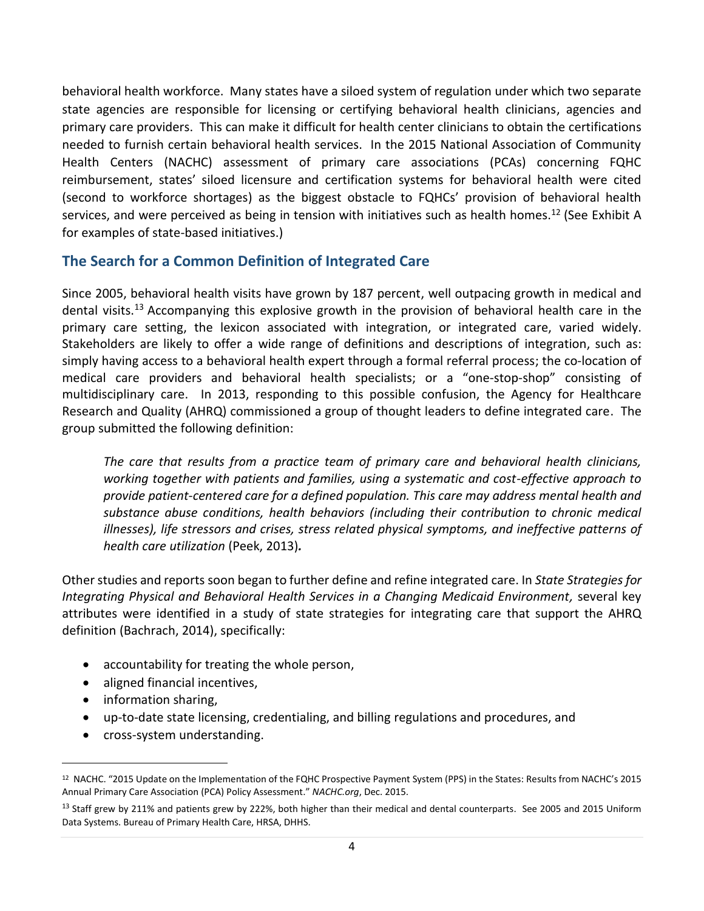behavioral health workforce. Many states have a siloed system of regulation under which two separate state agencies are responsible for licensing or certifying behavioral health clinicians, agencies and primary care providers. This can make it difficult for health center clinicians to obtain the certifications needed to furnish certain behavioral health services. In the 2015 National Association of Community Health Centers (NACHC) assessment of primary care associations (PCAs) concerning FQHC reimbursement, states' siloed licensure and certification systems for behavioral health were cited (second to workforce shortages) as the biggest obstacle to FQHCs' provision of behavioral health services, and were perceived as being in tension with initiatives such as health homes.[12] (See Exhibit A for examples of state-based initiatives.)

## The Search for a Common Definition of Integrated Care

Since 2005, behavioral health visits have grown by 187 percent, well outpacing growth in medical and dental visits.[13] Accompanying this explosive growth in the provision of behavioral health care in the primary care setting, the lexicon associated with integration, or integrated care, varied widely. Stakeholders are likely to offer a wide range of definitions and descriptions of integration, such as: simply having access to a behavioral health expert through a formal referral process; the co-location of medical care providers and behavioral health specialists; or a "one-stop-shop" consisting of multidisciplinary care. In 2013, responding to this possible confusion, the Agency for Healthcare Research and Quality (AHRQ) commissioned a group of thought leaders to define integrated care. The group submitted the following definition:

> *The care that results from a practice team of primary care and behavioral health clinicians, working together with patients and families, using a systematic and cost-effective approach to provide patient-centered care for a defined population. This care may address mental health and substance abuse conditions, health behaviors (including their contribution to chronic medical illnesses), life stressors and crises, stress related physical symptoms, and ineffective patterns of health care utilization* (Peek, 2013)***.***

Other studies and reports soon began to further define and refine integrated care. In *State Strategies for Integrating Physical and Behavioral Health Services in a Changing Medicaid Environment,* several key attributes were identified in a study of state strategies for integrating care that support the AHRQ definition (Bachrach, 2014), specifically:

- accountability for treating the whole person,
- aligned financial incentives,
- information sharing,
- up-to-date state licensing, credentialing, and billing regulations and procedures, and
- cross-system understanding.

---

[12] NACHC. "2015 Update on the Implementation of the FQHC Prospective Payment System (PPS) in the States: Results from NACHC's 2015 Annual Primary Care Association (PCA) Policy Assessment." *NACHC.org*, Dec. 2015.

[13] Staff grew by 211% and patients grew by 222%, both higher than their medical and dental counterparts. See 2005 and 2015 Uniform Data Systems. Bureau of Primary Health Care, HRSA, DHHS.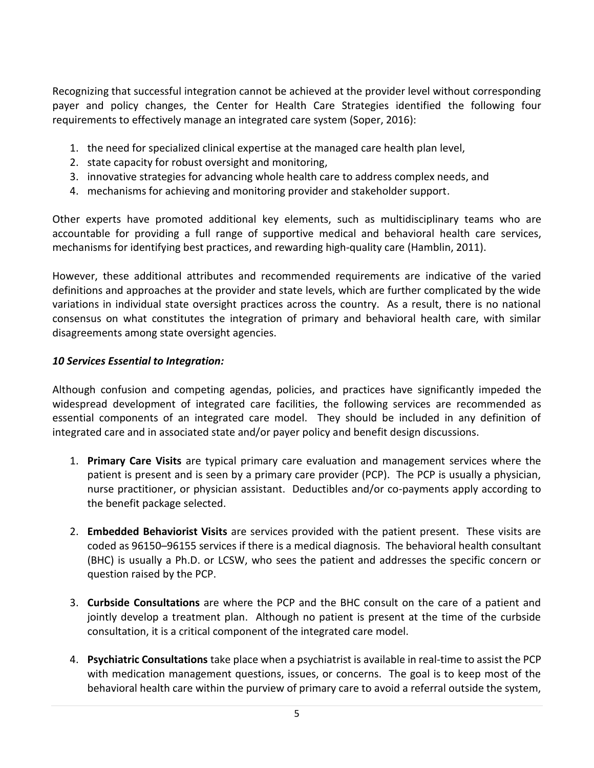Recognizing that successful integration cannot be achieved at the provider level without corresponding payer and policy changes, the Center for Health Care Strategies identified the following four requirements to effectively manage an integrated care system (Soper, 2016):

1. the need for specialized clinical expertise at the managed care health plan level,
2. state capacity for robust oversight and monitoring,
3. innovative strategies for advancing whole health care to address complex needs, and
4. mechanisms for achieving and monitoring provider and stakeholder support.

Other experts have promoted additional key elements, such as multidisciplinary teams who are accountable for providing a full range of supportive medical and behavioral health care services, mechanisms for identifying best practices, and rewarding high-quality care (Hamblin, 2011).

However, these additional attributes and recommended requirements are indicative of the varied definitions and approaches at the provider and state levels, which are further complicated by the wide variations in individual state oversight practices across the country. As a result, there is no national consensus on what constitutes the integration of primary and behavioral health care, with similar disagreements among state oversight agencies.

***10 Services Essential to Integration:***

Although confusion and competing agendas, policies, and practices have significantly impeded the widespread development of integrated care facilities, the following services are recommended as essential components of an integrated care model. They should be included in any definition of integrated care and in associated state and/or payer policy and benefit design discussions.

1. **Primary Care Visits** are typical primary care evaluation and management services where the patient is present and is seen by a primary care provider (PCP). The PCP is usually a physician, nurse practitioner, or physician assistant. Deductibles and/or co-payments apply according to the benefit package selected.

2. **Embedded Behaviorist Visits** are services provided with the patient present. These visits are coded as 96150–96155 services if there is a medical diagnosis. The behavioral health consultant (BHC) is usually a Ph.D. or LCSW, who sees the patient and addresses the specific concern or question raised by the PCP.

3. **Curbside Consultations** are where the PCP and the BHC consult on the care of a patient and jointly develop a treatment plan. Although no patient is present at the time of the curbside consultation, it is a critical component of the integrated care model.

4. **Psychiatric Consultations** take place when a psychiatrist is available in real-time to assist the PCP with medication management questions, issues, or concerns. The goal is to keep most of the behavioral health care within the purview of primary care to avoid a referral outside the system,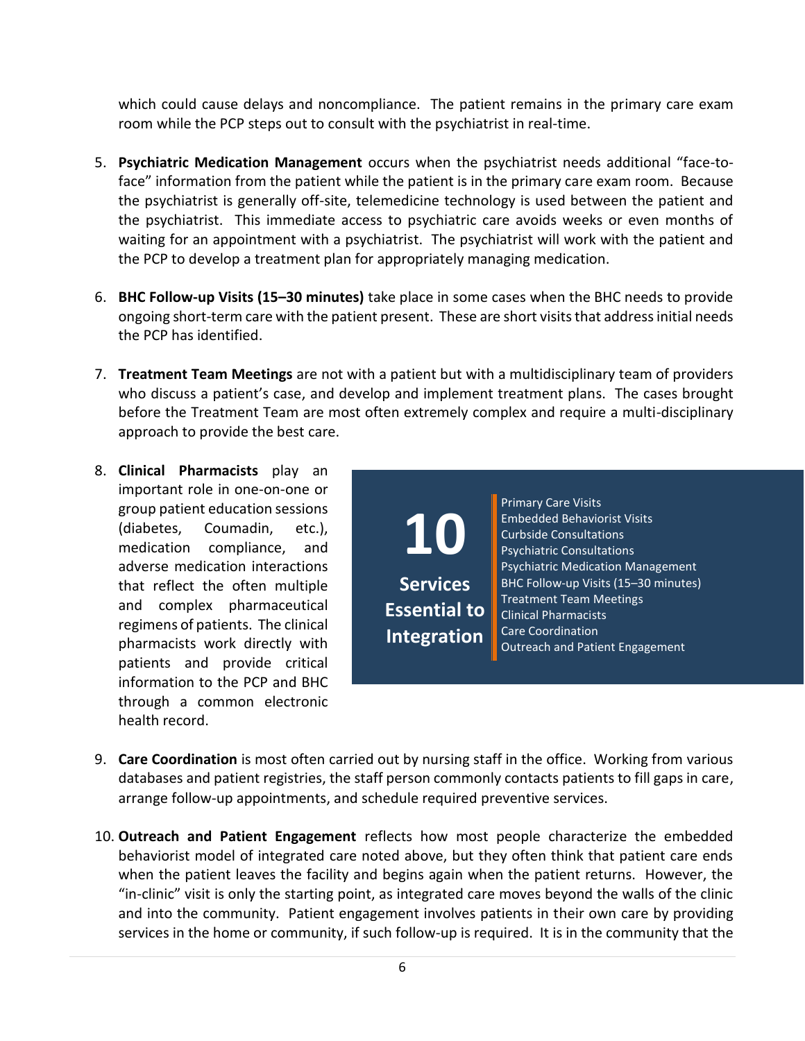which could cause delays and noncompliance. The patient remains in the primary care exam room while the PCP steps out to consult with the psychiatrist in real-time.

5. **Psychiatric Medication Management** occurs when the psychiatrist needs additional "face-to-face" information from the patient while the patient is in the primary care exam room. Because the psychiatrist is generally off-site, telemedicine technology is used between the patient and the psychiatrist. This immediate access to psychiatric care avoids weeks or even months of waiting for an appointment with a psychiatrist. The psychiatrist will work with the patient and the PCP to develop a treatment plan for appropriately managing medication.

6. **BHC Follow-up Visits (15–30 minutes)** take place in some cases when the BHC needs to provide ongoing short-term care with the patient present. These are short visits that address initial needs the PCP has identified.

7. **Treatment Team Meetings** are not with a patient but with a multidisciplinary team of providers who discuss a patient's case, and develop and implement treatment plans. The cases brought before the Treatment Team are most often extremely complex and require a multi-disciplinary approach to provide the best care.

8. **Clinical Pharmacists** play an important role in one-on-one or group patient education sessions (diabetes, Coumadin, etc.), medication compliance, and adverse medication interactions that reflect the often multiple and complex pharmaceutical regimens of patients. The clinical pharmacists work directly with patients and provide critical information to the PCP and BHC through a common electronic health record.

> **10 Services Essential to Integration**
>
> - Primary Care Visits
> - Embedded Behaviorist Visits
> - Curbside Consultations
> - Psychiatric Consultations
> - Psychiatric Medication Management
> - BHC Follow-up Visits (15–30 minutes)
> - Treatment Team Meetings
> - Clinical Pharmacists
> - Care Coordination
> - Outreach and Patient Engagement

9. **Care Coordination** is most often carried out by nursing staff in the office. Working from various databases and patient registries, the staff person commonly contacts patients to fill gaps in care, arrange follow-up appointments, and schedule required preventive services.

10. **Outreach and Patient Engagement** reflects how most people characterize the embedded behaviorist model of integrated care noted above, but they often think that patient care ends when the patient leaves the facility and begins again when the patient returns. However, the "in-clinic" visit is only the starting point, as integrated care moves beyond the walls of the clinic and into the community. Patient engagement involves patients in their own care by providing services in the home or community, if such follow-up is required. It is in the community that the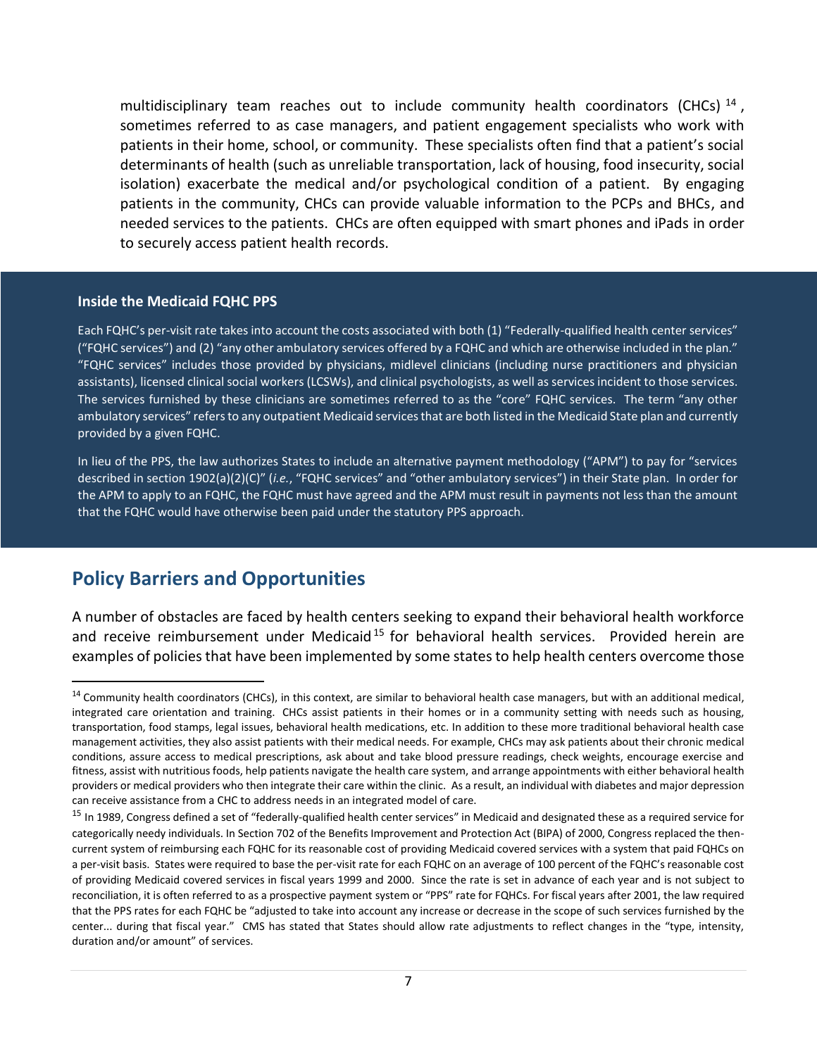multidisciplinary team reaches out to include community health coordinators (CHCs) [14], sometimes referred to as case managers, and patient engagement specialists who work with patients in their home, school, or community. These specialists often find that a patient's social determinants of health (such as unreliable transportation, lack of housing, food insecurity, social isolation) exacerbate the medical and/or psychological condition of a patient. By engaging patients in the community, CHCs can provide valuable information to the PCPs and BHCs, and needed services to the patients. CHCs are often equipped with smart phones and iPads in order to securely access patient health records.

**Inside the Medicaid FQHC PPS**

Each FQHC's per-visit rate takes into account the costs associated with both (1) "Federally-qualified health center services" ("FQHC services") and (2) "any other ambulatory services offered by a FQHC and which are otherwise included in the plan." "FQHC services" includes those provided by physicians, midlevel clinicians (including nurse practitioners and physician assistants), licensed clinical social workers (LCSWs), and clinical psychologists, as well as services incident to those services. The services furnished by these clinicians are sometimes referred to as the "core" FQHC services. The term "any other ambulatory services" refers to any outpatient Medicaid services that are both listed in the Medicaid State plan and currently provided by a given FQHC.

In lieu of the PPS, the law authorizes States to include an alternative payment methodology ("APM") to pay for "services described in section 1902(a)(2)(C)" (*i.e.*, "FQHC services" and "other ambulatory services") in their State plan. In order for the APM to apply to an FQHC, the FQHC must have agreed and the APM must result in payments not less than the amount that the FQHC would have otherwise been paid under the statutory PPS approach.

## Policy Barriers and Opportunities

A number of obstacles are faced by health centers seeking to expand their behavioral health workforce and receive reimbursement under Medicaid [15] for behavioral health services. Provided herein are examples of policies that have been implemented by some states to help health centers overcome those

---

[14] Community health coordinators (CHCs), in this context, are similar to behavioral health case managers, but with an additional medical, integrated care orientation and training. CHCs assist patients in their homes or in a community setting with needs such as housing, transportation, food stamps, legal issues, behavioral health medications, etc. In addition to these more traditional behavioral health case management activities, they also assist patients with their medical needs. For example, CHCs may ask patients about their chronic medical conditions, assure access to medical prescriptions, ask about and take blood pressure readings, check weights, encourage exercise and fitness, assist with nutritious foods, help patients navigate the health care system, and arrange appointments with either behavioral health providers or medical providers who then integrate their care within the clinic. As a result, an individual with diabetes and major depression can receive assistance from a CHC to address needs in an integrated model of care.

[15] In 1989, Congress defined a set of "federally-qualified health center services" in Medicaid and designated these as a required service for categorically needy individuals. In Section 702 of the Benefits Improvement and Protection Act (BIPA) of 2000, Congress replaced the then-current system of reimbursing each FQHC for its reasonable cost of providing Medicaid covered services with a system that paid FQHCs on a per-visit basis. States were required to base the per-visit rate for each FQHC on an average of 100 percent of the FQHC's reasonable cost of providing Medicaid covered services in fiscal years 1999 and 2000. Since the rate is set in advance of each year and is not subject to reconciliation, it is often referred to as a prospective payment system or "PPS" rate for FQHCs. For fiscal years after 2001, the law required that the PPS rates for each FQHC be "adjusted to take into account any increase or decrease in the scope of such services furnished by the center... during that fiscal year." CMS has stated that States should allow rate adjustments to reflect changes in the "type, intensity, duration and/or amount" of services.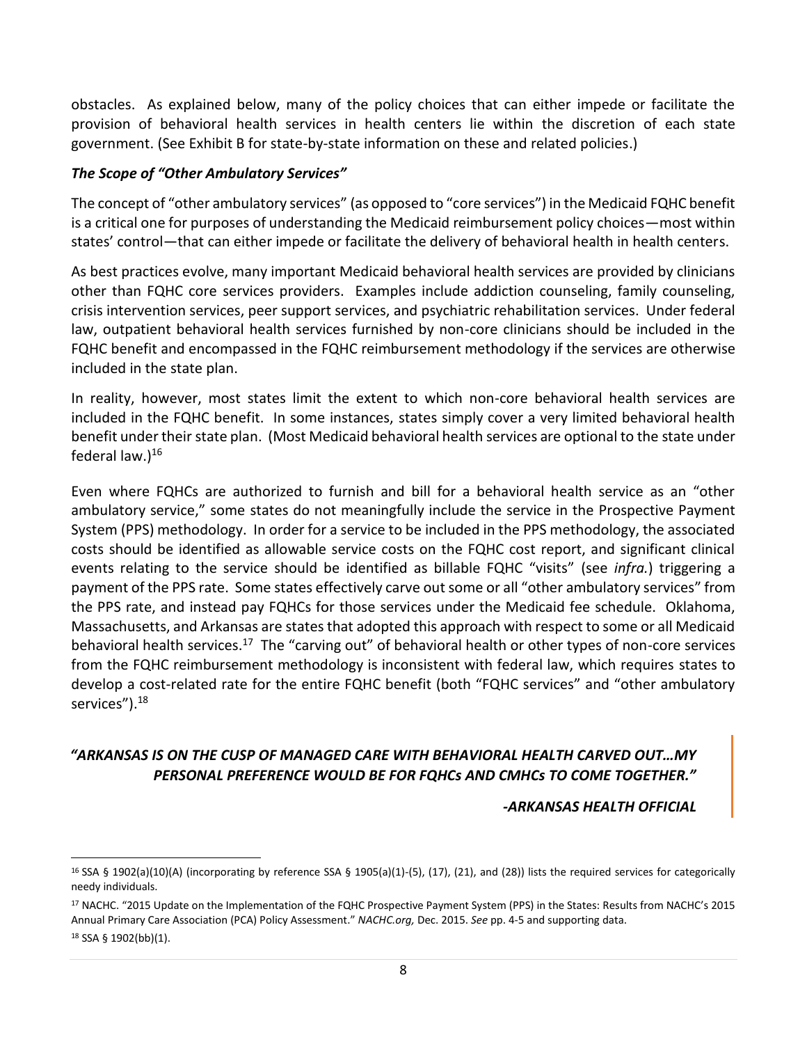obstacles. As explained below, many of the policy choices that can either impede or facilitate the provision of behavioral health services in health centers lie within the discretion of each state government. (See Exhibit B for state-by-state information on these and related policies.)

### *The Scope of "Other Ambulatory Services"*

The concept of "other ambulatory services" (as opposed to "core services") in the Medicaid FQHC benefit is a critical one for purposes of understanding the Medicaid reimbursement policy choices—most within states' control—that can either impede or facilitate the delivery of behavioral health in health centers.

As best practices evolve, many important Medicaid behavioral health services are provided by clinicians other than FQHC core services providers. Examples include addiction counseling, family counseling, crisis intervention services, peer support services, and psychiatric rehabilitation services. Under federal law, outpatient behavioral health services furnished by non-core clinicians should be included in the FQHC benefit and encompassed in the FQHC reimbursement methodology if the services are otherwise included in the state plan.

In reality, however, most states limit the extent to which non-core behavioral health services are included in the FQHC benefit. In some instances, states simply cover a very limited behavioral health benefit under their state plan. (Most Medicaid behavioral health services are optional to the state under federal law.)[16]

Even where FQHCs are authorized to furnish and bill for a behavioral health service as an "other ambulatory service," some states do not meaningfully include the service in the Prospective Payment System (PPS) methodology. In order for a service to be included in the PPS methodology, the associated costs should be identified as allowable service costs on the FQHC cost report, and significant clinical events relating to the service should be identified as billable FQHC "visits" (see *infra.*) triggering a payment of the PPS rate. Some states effectively carve out some or all "other ambulatory services" from the PPS rate, and instead pay FQHCs for those services under the Medicaid fee schedule. Oklahoma, Massachusetts, and Arkansas are states that adopted this approach with respect to some or all Medicaid behavioral health services.[17] The "carving out" of behavioral health or other types of non-core services from the FQHC reimbursement methodology is inconsistent with federal law, which requires states to develop a cost-related rate for the entire FQHC benefit (both "FQHC services" and "other ambulatory services").[18]

> ***"ARKANSAS IS ON THE CUSP OF MANAGED CARE WITH BEHAVIORAL HEALTH CARVED OUT…MY PERSONAL PREFERENCE WOULD BE FOR FQHCs AND CMHCs TO COME TOGETHER."***
>
> ***-ARKANSAS HEALTH OFFICIAL***

---

[16] SSA § 1902(a)(10)(A) (incorporating by reference SSA § 1905(a)(1)-(5), (17), (21), and (28)) lists the required services for categorically needy individuals.

[17] NACHC. "2015 Update on the Implementation of the FQHC Prospective Payment System (PPS) in the States: Results from NACHC's 2015 Annual Primary Care Association (PCA) Policy Assessment." *NACHC.org,* Dec. 2015. *See* pp. 4-5 and supporting data.

[18] SSA § 1902(bb)(1).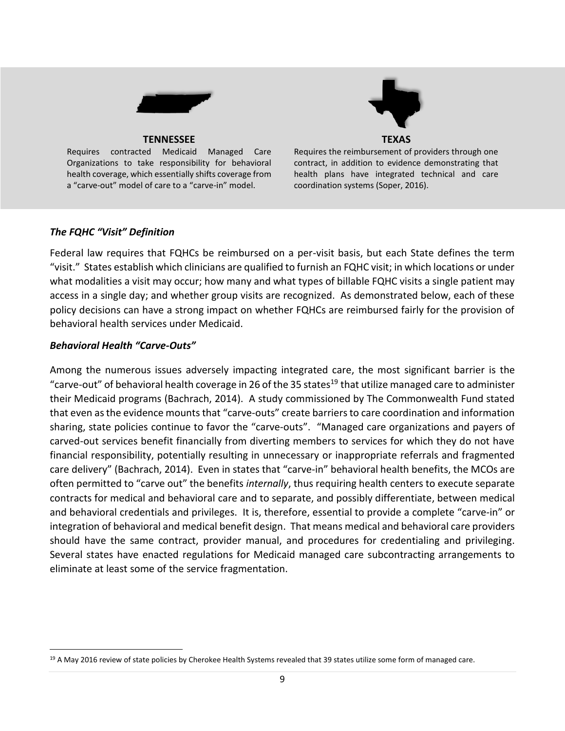**TENNESSEE**

Requires contracted Medicaid Managed Care Organizations to take responsibility for behavioral health coverage, which essentially shifts coverage from a "carve-out" model of care to a "carve-in" model.

**TEXAS**

Requires the reimbursement of providers through one contract, in addition to evidence demonstrating that health plans have integrated technical and care coordination systems (Soper, 2016).

### *The FQHC "Visit" Definition*

Federal law requires that FQHCs be reimbursed on a per-visit basis, but each State defines the term "visit." States establish which clinicians are qualified to furnish an FQHC visit; in which locations or under what modalities a visit may occur; how many and what types of billable FQHC visits a single patient may access in a single day; and whether group visits are recognized. As demonstrated below, each of these policy decisions can have a strong impact on whether FQHCs are reimbursed fairly for the provision of behavioral health services under Medicaid.

### *Behavioral Health "Carve-Outs"*

Among the numerous issues adversely impacting integrated care, the most significant barrier is the "carve-out" of behavioral health coverage in 26 of the 35 states[19] that utilize managed care to administer their Medicaid programs (Bachrach, 2014). A study commissioned by The Commonwealth Fund stated that even as the evidence mounts that "carve-outs" create barriers to care coordination and information sharing, state policies continue to favor the "carve-outs". "Managed care organizations and payers of carved-out services benefit financially from diverting members to services for which they do not have financial responsibility, potentially resulting in unnecessary or inappropriate referrals and fragmented care delivery" (Bachrach, 2014). Even in states that "carve-in" behavioral health benefits, the MCOs are often permitted to "carve out" the benefits *internally*, thus requiring health centers to execute separate contracts for medical and behavioral care and to separate, and possibly differentiate, between medical and behavioral credentials and privileges. It is, therefore, essential to provide a complete "carve-in" or integration of behavioral and medical benefit design. That means medical and behavioral care providers should have the same contract, provider manual, and procedures for credentialing and privileging. Several states have enacted regulations for Medicaid managed care subcontracting arrangements to eliminate at least some of the service fragmentation.

---

[19] A May 2016 review of state policies by Cherokee Health Systems revealed that 39 states utilize some form of managed care.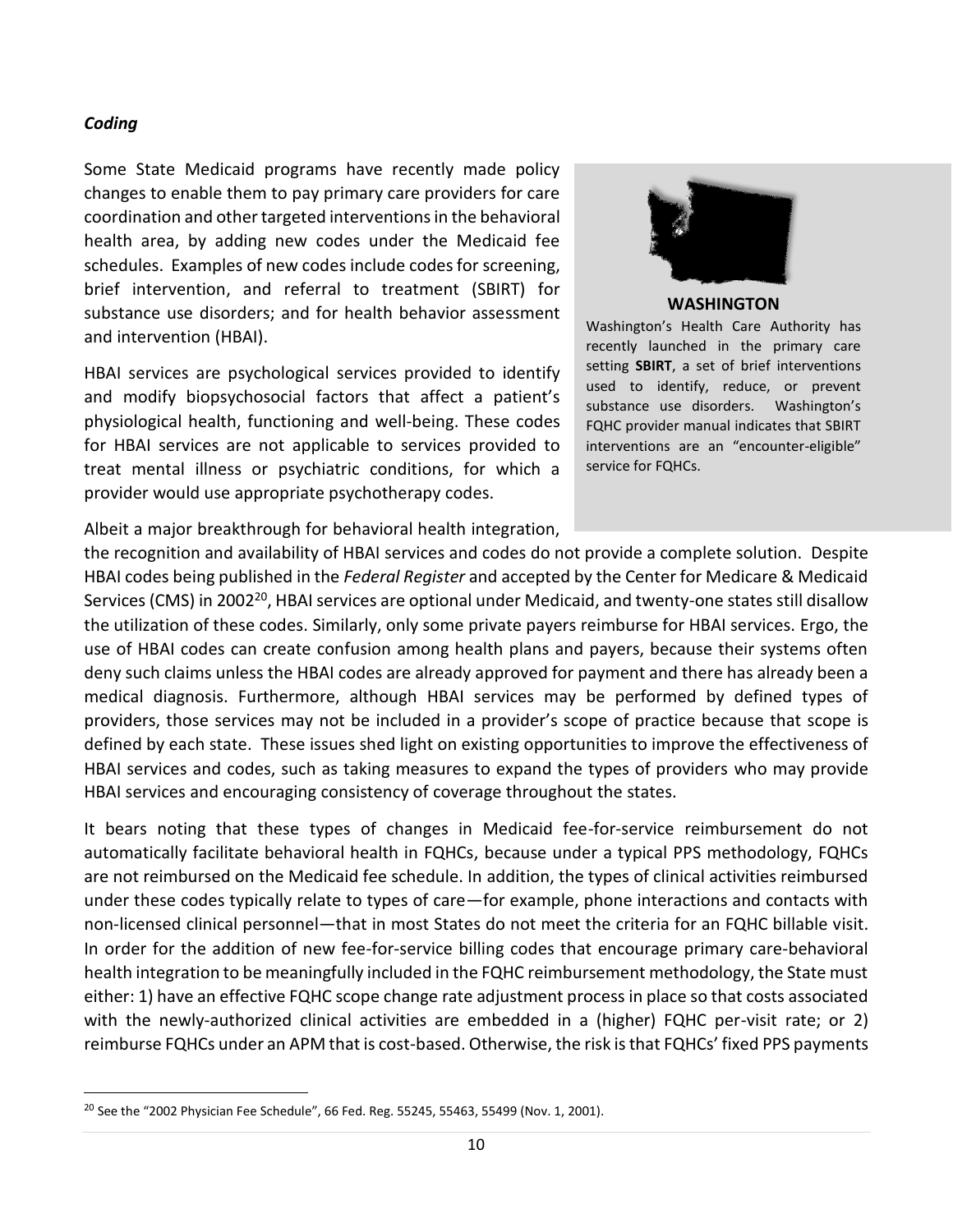*Coding*

Some State Medicaid programs have recently made policy changes to enable them to pay primary care providers for care coordination and other targeted interventions in the behavioral health area, by adding new codes under the Medicaid fee schedules. Examples of new codes include codes for screening, brief intervention, and referral to treatment (SBIRT) for substance use disorders; and for health behavior assessment and intervention (HBAI).

HBAI services are psychological services provided to identify and modify biopsychosocial factors that affect a patient's physiological health, functioning and well-being. These codes for HBAI services are not applicable to services provided to treat mental illness or psychiatric conditions, for which a provider would use appropriate psychotherapy codes.

> **WASHINGTON**
>
> Washington's Health Care Authority has recently launched in the primary care setting **SBIRT**, a set of brief interventions used to identify, reduce, or prevent substance use disorders. Washington's FQHC provider manual indicates that SBIRT interventions are an "encounter-eligible" service for FQHCs.

Albeit a major breakthrough for behavioral health integration, the recognition and availability of HBAI services and codes do not provide a complete solution. Despite HBAI codes being published in the *Federal Register* and accepted by the Center for Medicare & Medicaid Services (CMS) in 2002[20], HBAI services are optional under Medicaid, and twenty-one states still disallow the utilization of these codes. Similarly, only some private payers reimburse for HBAI services. Ergo, the use of HBAI codes can create confusion among health plans and payers, because their systems often deny such claims unless the HBAI codes are already approved for payment and there has already been a medical diagnosis. Furthermore, although HBAI services may be performed by defined types of providers, those services may not be included in a provider's scope of practice because that scope is defined by each state. These issues shed light on existing opportunities to improve the effectiveness of HBAI services and codes, such as taking measures to expand the types of providers who may provide HBAI services and encouraging consistency of coverage throughout the states.

It bears noting that these types of changes in Medicaid fee-for-service reimbursement do not automatically facilitate behavioral health in FQHCs, because under a typical PPS methodology, FQHCs are not reimbursed on the Medicaid fee schedule. In addition, the types of clinical activities reimbursed under these codes typically relate to types of care—for example, phone interactions and contacts with non-licensed clinical personnel—that in most States do not meet the criteria for an FQHC billable visit. In order for the addition of new fee-for-service billing codes that encourage primary care-behavioral health integration to be meaningfully included in the FQHC reimbursement methodology, the State must either: 1) have an effective FQHC scope change rate adjustment process in place so that costs associated with the newly-authorized clinical activities are embedded in a (higher) FQHC per-visit rate; or 2) reimburse FQHCs under an APM that is cost-based. Otherwise, the risk is that FQHCs' fixed PPS payments

[20] See the "2002 Physician Fee Schedule", 66 Fed. Reg. 55245, 55463, 55499 (Nov. 1, 2001).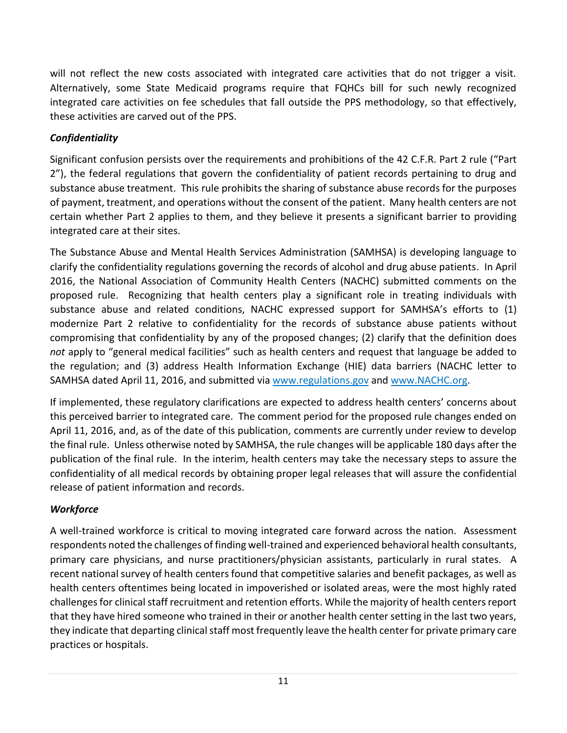will not reflect the new costs associated with integrated care activities that do not trigger a visit. Alternatively, some State Medicaid programs require that FQHCs bill for such newly recognized integrated care activities on fee schedules that fall outside the PPS methodology, so that effectively, these activities are carved out of the PPS.

### *Confidentiality*

Significant confusion persists over the requirements and prohibitions of the 42 C.F.R. Part 2 rule ("Part 2"), the federal regulations that govern the confidentiality of patient records pertaining to drug and substance abuse treatment. This rule prohibits the sharing of substance abuse records for the purposes of payment, treatment, and operations without the consent of the patient. Many health centers are not certain whether Part 2 applies to them, and they believe it presents a significant barrier to providing integrated care at their sites.

The Substance Abuse and Mental Health Services Administration (SAMHSA) is developing language to clarify the confidentiality regulations governing the records of alcohol and drug abuse patients. In April 2016, the National Association of Community Health Centers (NACHC) submitted comments on the proposed rule. Recognizing that health centers play a significant role in treating individuals with substance abuse and related conditions, NACHC expressed support for SAMHSA's efforts to (1) modernize Part 2 relative to confidentiality for the records of substance abuse patients without compromising that confidentiality by any of the proposed changes; (2) clarify that the definition does *not* apply to "general medical facilities" such as health centers and request that language be added to the regulation; and (3) address Health Information Exchange (HIE) data barriers (NACHC letter to SAMHSA dated April 11, 2016, and submitted via www.regulations.gov and www.NACHC.org.

If implemented, these regulatory clarifications are expected to address health centers' concerns about this perceived barrier to integrated care. The comment period for the proposed rule changes ended on April 11, 2016, and, as of the date of this publication, comments are currently under review to develop the final rule. Unless otherwise noted by SAMHSA, the rule changes will be applicable 180 days after the publication of the final rule. In the interim, health centers may take the necessary steps to assure the confidentiality of all medical records by obtaining proper legal releases that will assure the confidential release of patient information and records.

### *Workforce*

A well-trained workforce is critical to moving integrated care forward across the nation. Assessment respondents noted the challenges of finding well-trained and experienced behavioral health consultants, primary care physicians, and nurse practitioners/physician assistants, particularly in rural states. A recent national survey of health centers found that competitive salaries and benefit packages, as well as health centers oftentimes being located in impoverished or isolated areas, were the most highly rated challenges for clinical staff recruitment and retention efforts. While the majority of health centers report that they have hired someone who trained in their or another health center setting in the last two years, they indicate that departing clinical staff most frequently leave the health center for private primary care practices or hospitals.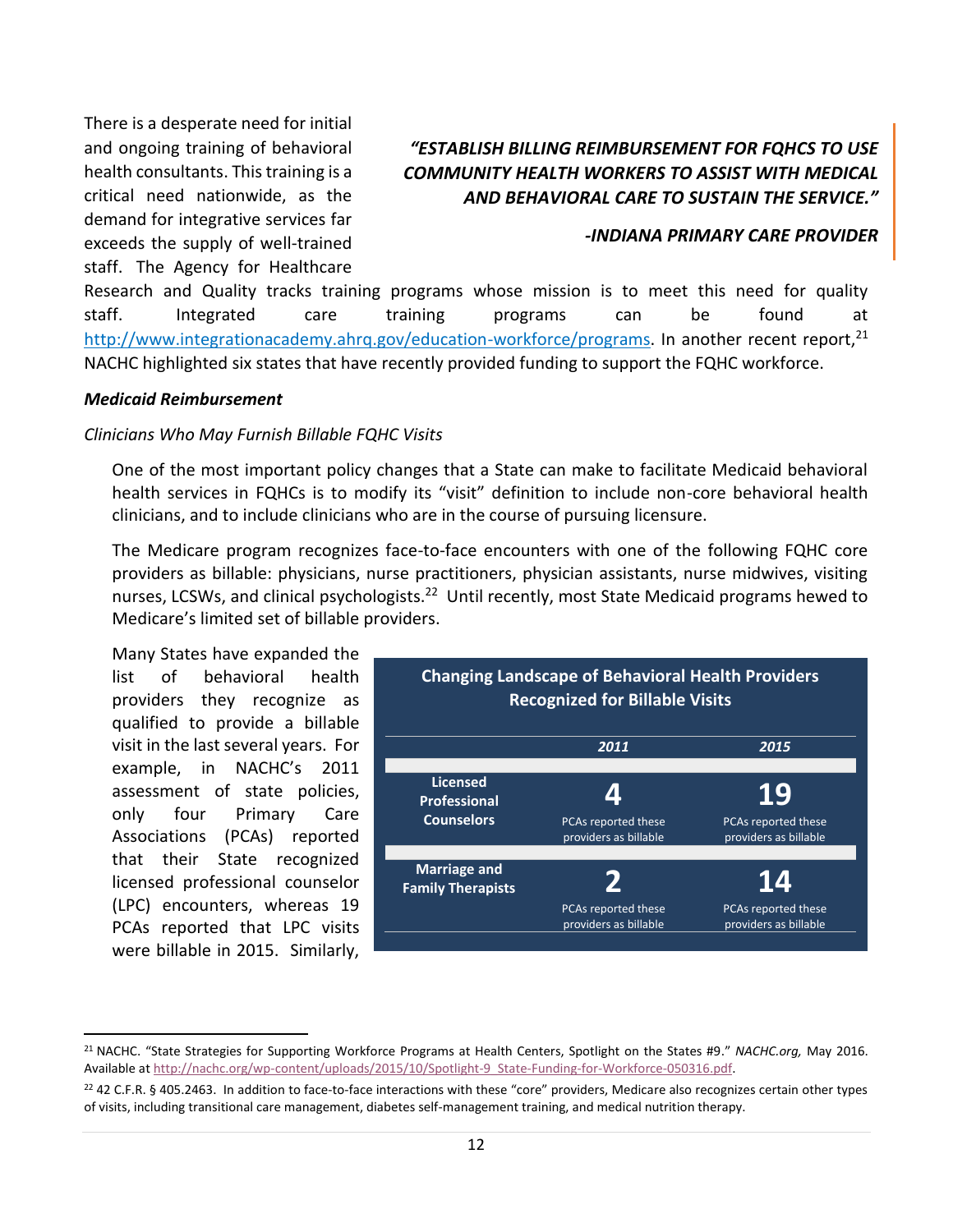There is a desperate need for initial and ongoing training of behavioral health consultants. This training is a critical need nationwide, as the demand for integrative services far exceeds the supply of well-trained staff. The Agency for Healthcare Research and Quality tracks training programs whose mission is to meet this need for quality staff. Integrated care training programs can be found at http://www.integrationacademy.ahrq.gov/education-workforce/programs. In another recent report,[21] NACHC highlighted six states that have recently provided funding to support the FQHC workforce.

> ***"ESTABLISH BILLING REIMBURSEMENT FOR FQHCS TO USE COMMUNITY HEALTH WORKERS TO ASSIST WITH MEDICAL AND BEHAVIORAL CARE TO SUSTAIN THE SERVICE."***
>
> ***-INDIANA PRIMARY CARE PROVIDER***

***Medicaid Reimbursement***

*Clinicians Who May Furnish Billable FQHC Visits*

One of the most important policy changes that a State can make to facilitate Medicaid behavioral health services in FQHCs is to modify its "visit" definition to include non-core behavioral health clinicians, and to include clinicians who are in the course of pursuing licensure.

The Medicare program recognizes face-to-face encounters with one of the following FQHC core providers as billable: physicians, nurse practitioners, physician assistants, nurse midwives, visiting nurses, LCSWs, and clinical psychologists.[22] Until recently, most State Medicaid programs hewed to Medicare's limited set of billable providers.

Many States have expanded the list of behavioral health providers they recognize as qualified to provide a billable visit in the last several years. For example, in NACHC's 2011 assessment of state policies, only four Primary Care Associations (PCAs) reported that their State recognized licensed professional counselor (LPC) encounters, whereas 19 PCAs reported that LPC visits were billable in 2015. Similarly,

**Changing Landscape of Behavioral Health Providers Recognized for Billable Visits**

| | *2011* | *2015* |
|---|---|---|
| **Licensed Professional Counselors** | **4** PCAs reported these providers as billable | **19** PCAs reported these providers as billable |
| **Marriage and Family Therapists** | **2** PCAs reported these providers as billable | **14** PCAs reported these providers as billable |

---

[21] NACHC. "State Strategies for Supporting Workforce Programs at Health Centers, Spotlight on the States #9." *NACHC.org,* May 2016. Available at http://nachc.org/wp-content/uploads/2015/10/Spotlight-9_State-Funding-for-Workforce-050316.pdf.

[22] 42 C.F.R. § 405.2463. In addition to face-to-face interactions with these "core" providers, Medicare also recognizes certain other types of visits, including transitional care management, diabetes self-management training, and medical nutrition therapy.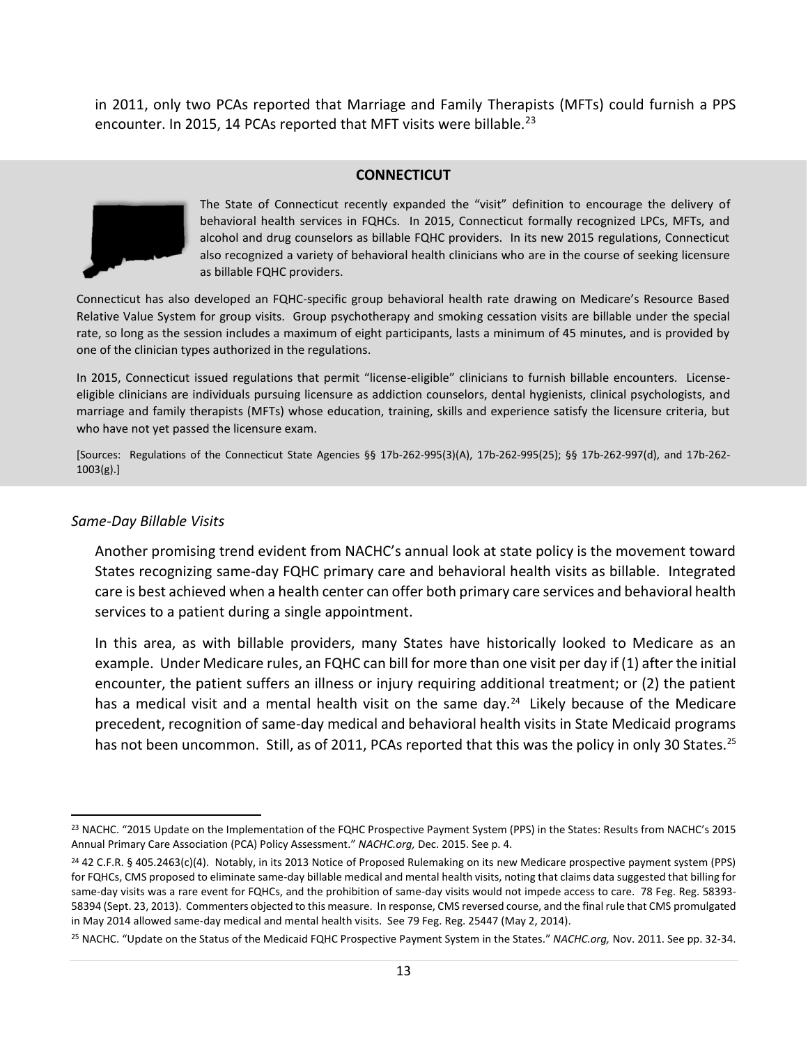in 2011, only two PCAs reported that Marriage and Family Therapists (MFTs) could furnish a PPS encounter. In 2015, 14 PCAs reported that MFT visits were billable.[23]

**CONNECTICUT**

The State of Connecticut recently expanded the "visit" definition to encourage the delivery of behavioral health services in FQHCs. In 2015, Connecticut formally recognized LPCs, MFTs, and alcohol and drug counselors as billable FQHC providers. In its new 2015 regulations, Connecticut also recognized a variety of behavioral health clinicians who are in the course of seeking licensure as billable FQHC providers.

Connecticut has also developed an FQHC-specific group behavioral health rate drawing on Medicare's Resource Based Relative Value System for group visits. Group psychotherapy and smoking cessation visits are billable under the special rate, so long as the session includes a maximum of eight participants, lasts a minimum of 45 minutes, and is provided by one of the clinician types authorized in the regulations.

In 2015, Connecticut issued regulations that permit "license-eligible" clinicians to furnish billable encounters. License-eligible clinicians are individuals pursuing licensure as addiction counselors, dental hygienists, clinical psychologists, and marriage and family therapists (MFTs) whose education, training, skills and experience satisfy the licensure criteria, but who have not yet passed the licensure exam.

[Sources: Regulations of the Connecticut State Agencies §§ 17b-262-995(3)(A), 17b-262-995(25); §§ 17b-262-997(d), and 17b-262-1003(g).]

*Same-Day Billable Visits*

Another promising trend evident from NACHC's annual look at state policy is the movement toward States recognizing same-day FQHC primary care and behavioral health visits as billable. Integrated care is best achieved when a health center can offer both primary care services and behavioral health services to a patient during a single appointment.

In this area, as with billable providers, many States have historically looked to Medicare as an example. Under Medicare rules, an FQHC can bill for more than one visit per day if (1) after the initial encounter, the patient suffers an illness or injury requiring additional treatment; or (2) the patient has a medical visit and a mental health visit on the same day.[24] Likely because of the Medicare precedent, recognition of same-day medical and behavioral health visits in State Medicaid programs has not been uncommon. Still, as of 2011, PCAs reported that this was the policy in only 30 States.[25]

---

[23] NACHC. "2015 Update on the Implementation of the FQHC Prospective Payment System (PPS) in the States: Results from NACHC's 2015 Annual Primary Care Association (PCA) Policy Assessment." *NACHC.org,* Dec. 2015. See p. 4.

[24] 42 C.F.R. § 405.2463(c)(4). Notably, in its 2013 Notice of Proposed Rulemaking on its new Medicare prospective payment system (PPS) for FQHCs, CMS proposed to eliminate same-day billable medical and mental health visits, noting that claims data suggested that billing for same-day visits was a rare event for FQHCs, and the prohibition of same-day visits would not impede access to care. 78 Feg. Reg. 58393-58394 (Sept. 23, 2013). Commenters objected to this measure. In response, CMS reversed course, and the final rule that CMS promulgated in May 2014 allowed same-day medical and mental health visits. See 79 Feg. Reg. 25447 (May 2, 2014).

[25] NACHC. "Update on the Status of the Medicaid FQHC Prospective Payment System in the States." *NACHC.org,* Nov. 2011. See pp. 32-34.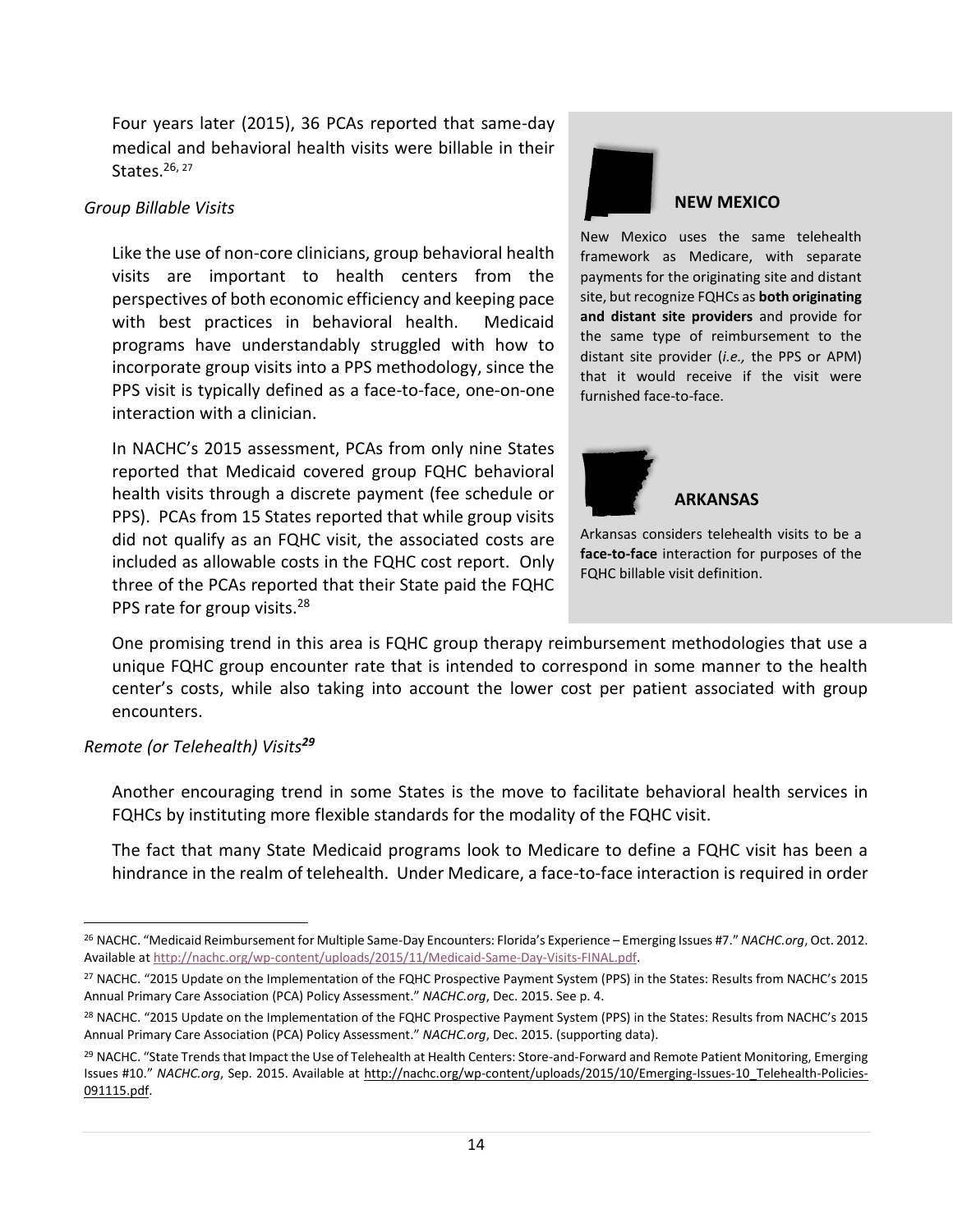Four years later (2015), 36 PCAs reported that same-day medical and behavioral health visits were billable in their States.[26, 27]

*Group Billable Visits*

Like the use of non-core clinicians, group behavioral health visits are important to health centers from the perspectives of both economic efficiency and keeping pace with best practices in behavioral health. Medicaid programs have understandably struggled with how to incorporate group visits into a PPS methodology, since the PPS visit is typically defined as a face-to-face, one-on-one interaction with a clinician.

In NACHC's 2015 assessment, PCAs from only nine States reported that Medicaid covered group FQHC behavioral health visits through a discrete payment (fee schedule or PPS). PCAs from 15 States reported that while group visits did not qualify as an FQHC visit, the associated costs are included as allowable costs in the FQHC cost report. Only three of the PCAs reported that their State paid the FQHC PPS rate for group visits.[28]

One promising trend in this area is FQHC group therapy reimbursement methodologies that use a unique FQHC group encounter rate that is intended to correspond in some manner to the health center's costs, while also taking into account the lower cost per patient associated with group encounters.

> **NEW MEXICO**
>
> New Mexico uses the same telehealth framework as Medicare, with separate payments for the originating site and distant site, but recognize FQHCs as **both originating and distant site providers** and provide for the same type of reimbursement to the distant site provider (*i.e.,* the PPS or APM) that it would receive if the visit were furnished face-to-face.
>
> **ARKANSAS**
>
> Arkansas considers telehealth visits to be a **face-to-face** interaction for purposes of the FQHC billable visit definition.

*Remote (or Telehealth) Visits[29]*

Another encouraging trend in some States is the move to facilitate behavioral health services in FQHCs by instituting more flexible standards for the modality of the FQHC visit.

The fact that many State Medicaid programs look to Medicare to define a FQHC visit has been a hindrance in the realm of telehealth. Under Medicare, a face-to-face interaction is required in order

---

[26] NACHC. "Medicaid Reimbursement for Multiple Same-Day Encounters: Florida's Experience – Emerging Issues #7." *NACHC.org*, Oct. 2012. Available at http://nachc.org/wp-content/uploads/2015/11/Medicaid-Same-Day-Visits-FINAL.pdf.

[27] NACHC. "2015 Update on the Implementation of the FQHC Prospective Payment System (PPS) in the States: Results from NACHC's 2015 Annual Primary Care Association (PCA) Policy Assessment." *NACHC.org*, Dec. 2015. See p. 4.

[28] NACHC. "2015 Update on the Implementation of the FQHC Prospective Payment System (PPS) in the States: Results from NACHC's 2015 Annual Primary Care Association (PCA) Policy Assessment." *NACHC.org*, Dec. 2015. (supporting data).

[29] NACHC. "State Trends that Impact the Use of Telehealth at Health Centers: Store-and-Forward and Remote Patient Monitoring, Emerging Issues #10." *NACHC.org*, Sep. 2015. Available at http://nachc.org/wp-content/uploads/2015/10/Emerging-Issues-10_Telehealth-Policies-091115.pdf.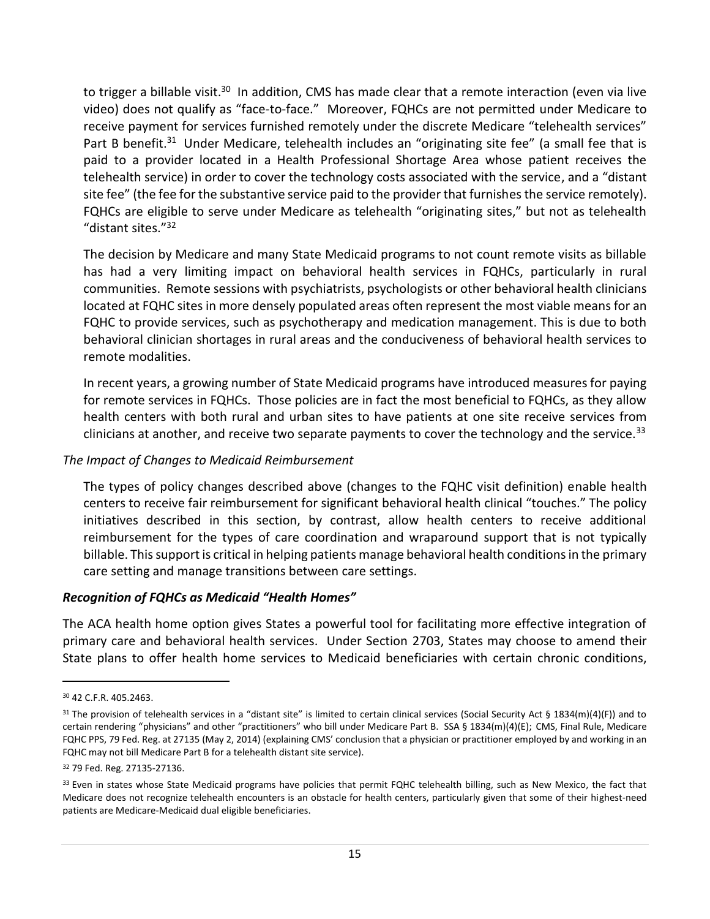to trigger a billable visit.[30] In addition, CMS has made clear that a remote interaction (even via live video) does not qualify as "face-to-face." Moreover, FQHCs are not permitted under Medicare to receive payment for services furnished remotely under the discrete Medicare "telehealth services" Part B benefit.[31] Under Medicare, telehealth includes an "originating site fee" (a small fee that is paid to a provider located in a Health Professional Shortage Area whose patient receives the telehealth service) in order to cover the technology costs associated with the service, and a "distant site fee" (the fee for the substantive service paid to the provider that furnishes the service remotely). FQHCs are eligible to serve under Medicare as telehealth "originating sites," but not as telehealth "distant sites."[32]

The decision by Medicare and many State Medicaid programs to not count remote visits as billable has had a very limiting impact on behavioral health services in FQHCs, particularly in rural communities. Remote sessions with psychiatrists, psychologists or other behavioral health clinicians located at FQHC sites in more densely populated areas often represent the most viable means for an FQHC to provide services, such as psychotherapy and medication management. This is due to both behavioral clinician shortages in rural areas and the conduciveness of behavioral health services to remote modalities.

In recent years, a growing number of State Medicaid programs have introduced measures for paying for remote services in FQHCs. Those policies are in fact the most beneficial to FQHCs, as they allow health centers with both rural and urban sites to have patients at one site receive services from clinicians at another, and receive two separate payments to cover the technology and the service.[33]

*The Impact of Changes to Medicaid Reimbursement*

The types of policy changes described above (changes to the FQHC visit definition) enable health centers to receive fair reimbursement for significant behavioral health clinical "touches." The policy initiatives described in this section, by contrast, allow health centers to receive additional reimbursement for the types of care coordination and wraparound support that is not typically billable. This support is critical in helping patients manage behavioral health conditions in the primary care setting and manage transitions between care settings.

***Recognition of FQHCs as Medicaid "Health Homes"***

The ACA health home option gives States a powerful tool for facilitating more effective integration of primary care and behavioral health services. Under Section 2703, States may choose to amend their State plans to offer health home services to Medicaid beneficiaries with certain chronic conditions,

---

[30] 42 C.F.R. 405.2463.

[31] The provision of telehealth services in a "distant site" is limited to certain clinical services (Social Security Act § 1834(m)(4)(F)) and to certain rendering "physicians" and other "practitioners" who bill under Medicare Part B. SSA § 1834(m)(4)(E); CMS, Final Rule, Medicare FQHC PPS, 79 Fed. Reg. at 27135 (May 2, 2014) (explaining CMS' conclusion that a physician or practitioner employed by and working in an FQHC may not bill Medicare Part B for a telehealth distant site service).

[32] 79 Fed. Reg. 27135-27136.

[33] Even in states whose State Medicaid programs have policies that permit FQHC telehealth billing, such as New Mexico, the fact that Medicare does not recognize telehealth encounters is an obstacle for health centers, particularly given that some of their highest-need patients are Medicare-Medicaid dual eligible beneficiaries.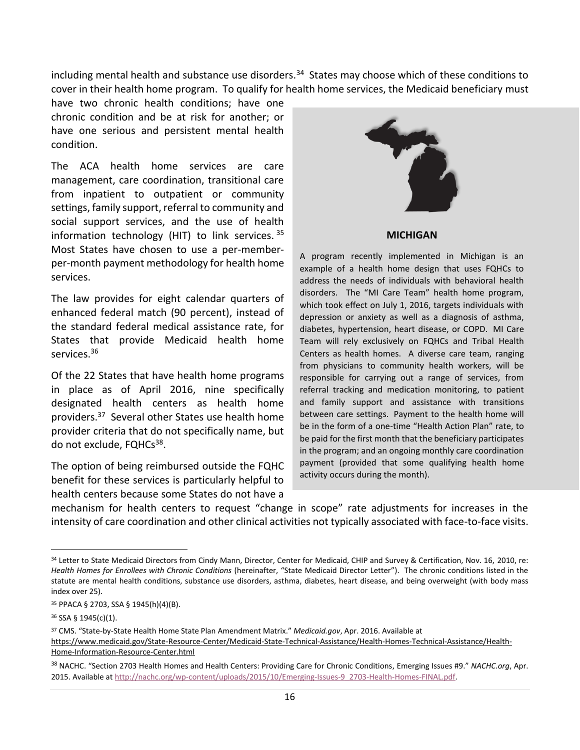including mental health and substance use disorders.[34] States may choose which of these conditions to cover in their health home program. To qualify for health home services, the Medicaid beneficiary must have two chronic health conditions; have one chronic condition and be at risk for another; or have one serious and persistent mental health condition.

The ACA health home services are care management, care coordination, transitional care from inpatient to outpatient or community settings, family support, referral to community and social support services, and the use of health information technology (HIT) to link services.[35] Most States have chosen to use a per-member-per-month payment methodology for health home services.

The law provides for eight calendar quarters of enhanced federal match (90 percent), instead of the standard federal medical assistance rate, for States that provide Medicaid health home services.[36]

Of the 22 States that have health home programs in place as of April 2016, nine specifically designated health centers as health home providers.[37] Several other States use health home provider criteria that do not specifically name, but do not exclude, FQHCs[38].

The option of being reimbursed outside the FQHC benefit for these services is particularly helpful to health centers because some States do not have a mechanism for health centers to request "change in scope" rate adjustments for increases in the intensity of care coordination and other clinical activities not typically associated with face-to-face visits.

**MICHIGAN**

A program recently implemented in Michigan is an example of a health home design that uses FQHCs to address the needs of individuals with behavioral health disorders. The "MI Care Team" health home program, which took effect on July 1, 2016, targets individuals with depression or anxiety as well as a diagnosis of asthma, diabetes, hypertension, heart disease, or COPD. MI Care Team will rely exclusively on FQHCs and Tribal Health Centers as health homes. A diverse care team, ranging from physicians to community health workers, will be responsible for carrying out a range of services, from referral tracking and medication monitoring, to patient and family support and assistance with transitions between care settings. Payment to the health home will be in the form of a one-time "Health Action Plan" rate, to be paid for the first month that the beneficiary participates in the program; and an ongoing monthly care coordination payment (provided that some qualifying health home activity occurs during the month).

---

[34] Letter to State Medicaid Directors from Cindy Mann, Director, Center for Medicaid, CHIP and Survey & Certification, Nov. 16, 2010, re: *Health Homes for Enrollees with Chronic Conditions* (hereinafter, "State Medicaid Director Letter"). The chronic conditions listed in the statute are mental health conditions, substance use disorders, asthma, diabetes, heart disease, and being overweight (with body mass index over 25).

[35] PPACA § 2703, SSA § 1945(h)(4)(B).

[36] SSA § 1945(c)(1).

[37] CMS. "State-by-State Health Home State Plan Amendment Matrix." *Medicaid.gov*, Apr. 2016. Available at https://www.medicaid.gov/State-Resource-Center/Medicaid-State-Technical-Assistance/Health-Homes-Technical-Assistance/Health-Home-Information-Resource-Center.html

[38] NACHC. "Section 2703 Health Homes and Health Centers: Providing Care for Chronic Conditions, Emerging Issues #9." *NACHC.org*, Apr. 2015. Available at http://nachc.org/wp-content/uploads/2015/10/Emerging-Issues-9_2703-Health-Homes-FINAL.pdf.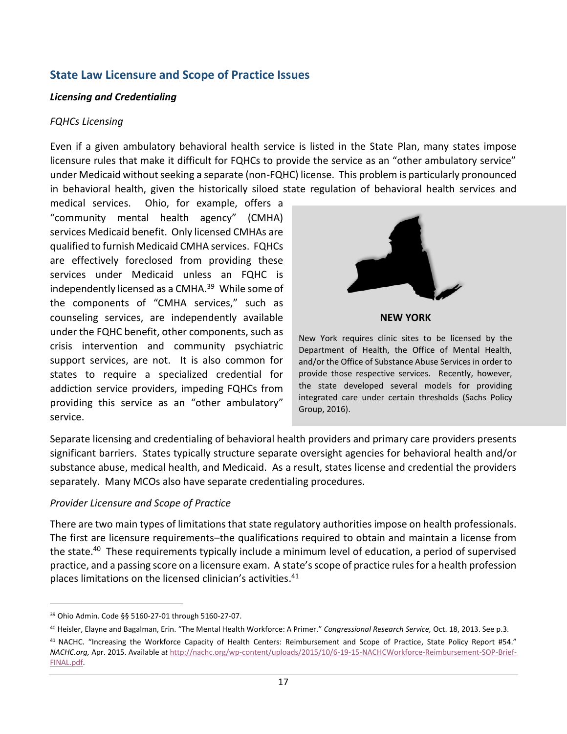## State Law Licensure and Scope of Practice Issues

### *Licensing and Credentialing*

*FQHCs Licensing*

Even if a given ambulatory behavioral health service is listed in the State Plan, many states impose licensure rules that make it difficult for FQHCs to provide the service as an "other ambulatory service" under Medicaid without seeking a separate (non-FQHC) license. This problem is particularly pronounced in behavioral health, given the historically siloed state regulation of behavioral health services and medical services. Ohio, for example, offers a "community mental health agency" (CMHA) services Medicaid benefit. Only licensed CMHAs are qualified to furnish Medicaid CMHA services. FQHCs are effectively foreclosed from providing these services under Medicaid unless an FQHC is independently licensed as a CMHA.[39] While some of the components of "CMHA services," such as counseling services, are independently available under the FQHC benefit, other components, such as crisis intervention and community psychiatric support services, are not. It is also common for states to require a specialized credential for addiction service providers, impeding FQHCs from providing this service as an "other ambulatory" service.

**NEW YORK**

New York requires clinic sites to be licensed by the Department of Health, the Office of Mental Health, and/or the Office of Substance Abuse Services in order to provide those respective services. Recently, however, the state developed several models for providing integrated care under certain thresholds (Sachs Policy Group, 2016).

Separate licensing and credentialing of behavioral health providers and primary care providers presents significant barriers. States typically structure separate oversight agencies for behavioral health and/or substance abuse, medical health, and Medicaid. As a result, states license and credential the providers separately. Many MCOs also have separate credentialing procedures.

*Provider Licensure and Scope of Practice*

There are two main types of limitations that state regulatory authorities impose on health professionals. The first are licensure requirements–the qualifications required to obtain and maintain a license from the state.[40] These requirements typically include a minimum level of education, a period of supervised practice, and a passing score on a licensure exam. A state's scope of practice rules for a health profession places limitations on the licensed clinician's activities.[41]

---

[39] Ohio Admin. Code §§ 5160-27-01 through 5160-27-07.

[40] Heisler, Elayne and Bagalman, Erin. "The Mental Health Workforce: A Primer." *Congressional Research Service,* Oct. 18, 2013. See p.3.

[41] NACHC. "Increasing the Workforce Capacity of Health Centers: Reimbursement and Scope of Practice, State Policy Report #54." *NACHC.org,* Apr. 2015. Available *at* http://nachc.org/wp-content/uploads/2015/10/6-19-15-NACHCWorkforce-Reimbursement-SOP-Brief-FINAL.pdf.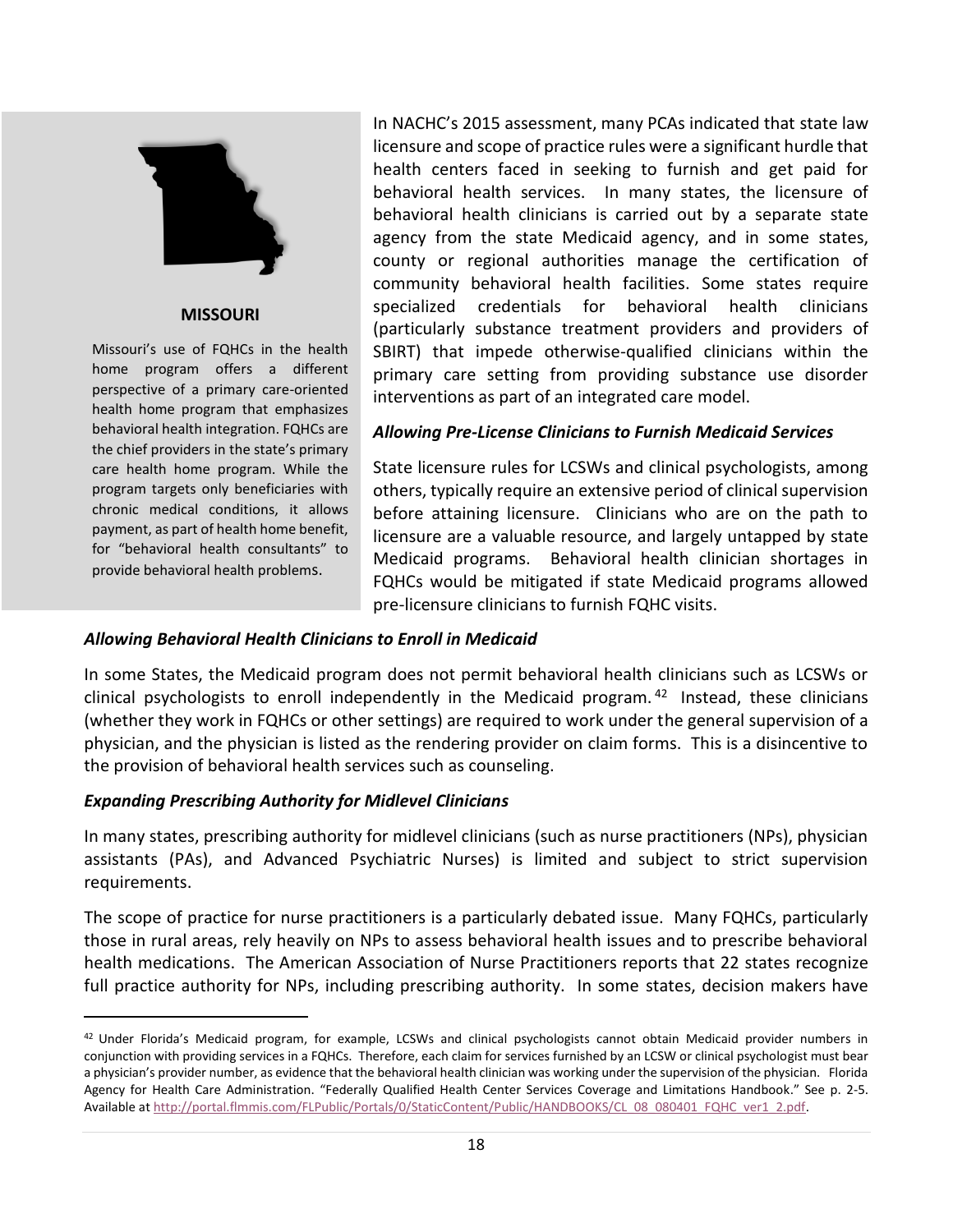**MISSOURI**

Missouri's use of FQHCs in the health home program offers a different perspective of a primary care-oriented health home program that emphasizes behavioral health integration. FQHCs are the chief providers in the state's primary care health home program. While the program targets only beneficiaries with chronic medical conditions, it allows payment, as part of health home benefit, for "behavioral health consultants" to provide behavioral health problems.

In NACHC's 2015 assessment, many PCAs indicated that state law licensure and scope of practice rules were a significant hurdle that health centers faced in seeking to furnish and get paid for behavioral health services. In many states, the licensure of behavioral health clinicians is carried out by a separate state agency from the state Medicaid agency, and in some states, county or regional authorities manage the certification of community behavioral health facilities. Some states require specialized credentials for behavioral health clinicians (particularly substance treatment providers and providers of SBIRT) that impede otherwise-qualified clinicians within the primary care setting from providing substance use disorder interventions as part of an integrated care model.

***Allowing Pre-License Clinicians to Furnish Medicaid Services***

State licensure rules for LCSWs and clinical psychologists, among others, typically require an extensive period of clinical supervision before attaining licensure. Clinicians who are on the path to licensure are a valuable resource, and largely untapped by state Medicaid programs. Behavioral health clinician shortages in FQHCs would be mitigated if state Medicaid programs allowed pre-licensure clinicians to furnish FQHC visits.

***Allowing Behavioral Health Clinicians to Enroll in Medicaid***

In some States, the Medicaid program does not permit behavioral health clinicians such as LCSWs or clinical psychologists to enroll independently in the Medicaid program.[42] Instead, these clinicians (whether they work in FQHCs or other settings) are required to work under the general supervision of a physician, and the physician is listed as the rendering provider on claim forms. This is a disincentive to the provision of behavioral health services such as counseling.

***Expanding Prescribing Authority for Midlevel Clinicians***

In many states, prescribing authority for midlevel clinicians (such as nurse practitioners (NPs), physician assistants (PAs), and Advanced Psychiatric Nurses) is limited and subject to strict supervision requirements.

The scope of practice for nurse practitioners is a particularly debated issue. Many FQHCs, particularly those in rural areas, rely heavily on NPs to assess behavioral health issues and to prescribe behavioral health medications. The American Association of Nurse Practitioners reports that 22 states recognize full practice authority for NPs, including prescribing authority. In some states, decision makers have

[42] Under Florida's Medicaid program, for example, LCSWs and clinical psychologists cannot obtain Medicaid provider numbers in conjunction with providing services in a FQHCs. Therefore, each claim for services furnished by an LCSW or clinical psychologist must bear a physician's provider number, as evidence that the behavioral health clinician was working under the supervision of the physician. Florida Agency for Health Care Administration. "Federally Qualified Health Center Services Coverage and Limitations Handbook." See p. 2-5. Available at http://portal.flmmis.com/FLPublic/Portals/0/StaticContent/Public/HANDBOOKS/CL_08_080401_FQHC_ver1_2.pdf.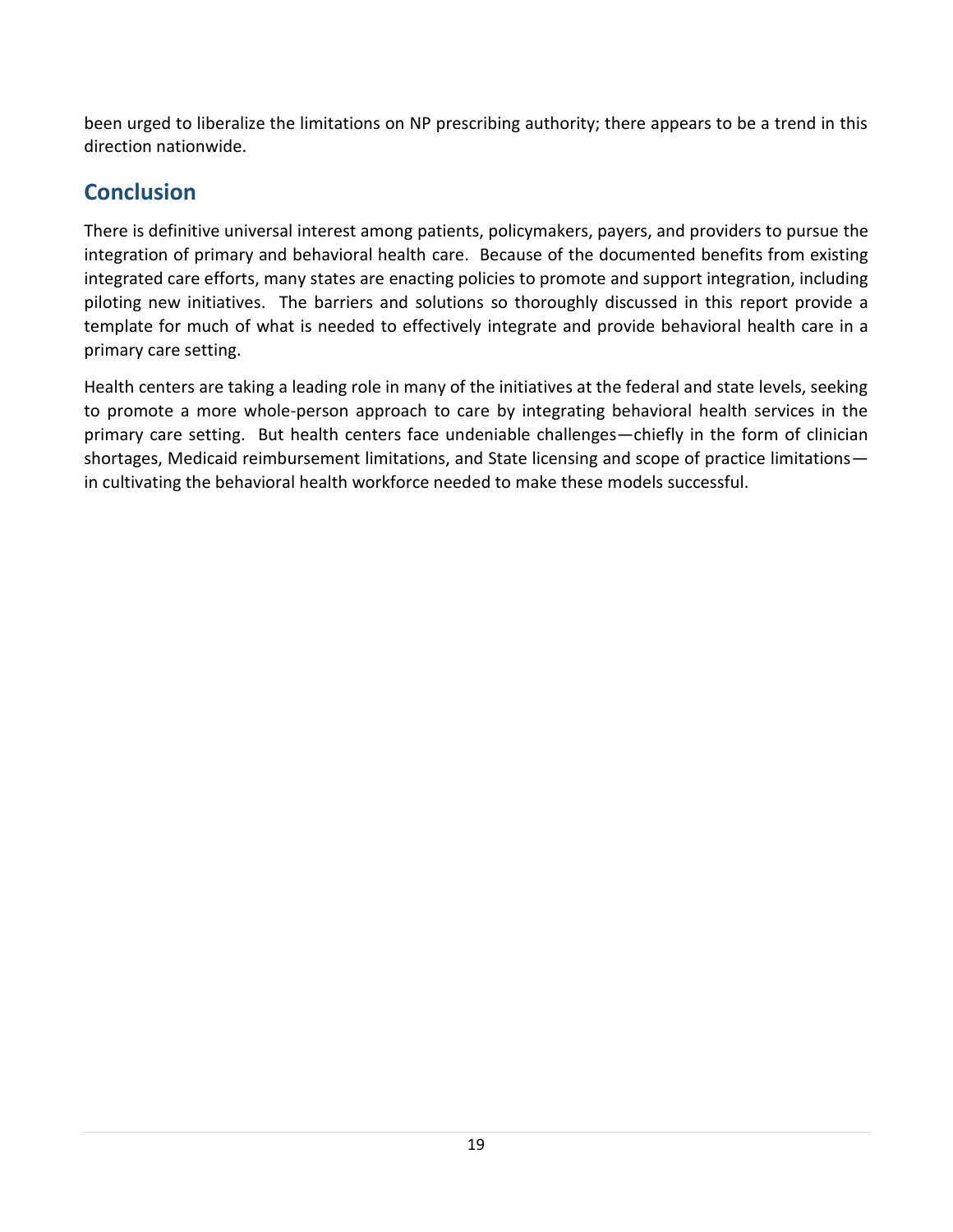been urged to liberalize the limitations on NP prescribing authority; there appears to be a trend in this direction nationwide.

## Conclusion

There is definitive universal interest among patients, policymakers, payers, and providers to pursue the integration of primary and behavioral health care. Because of the documented benefits from existing integrated care efforts, many states are enacting policies to promote and support integration, including piloting new initiatives. The barriers and solutions so thoroughly discussed in this report provide a template for much of what is needed to effectively integrate and provide behavioral health care in a primary care setting.

Health centers are taking a leading role in many of the initiatives at the federal and state levels, seeking to promote a more whole-person approach to care by integrating behavioral health services in the primary care setting. But health centers face undeniable challenges—chiefly in the form of clinician shortages, Medicaid reimbursement limitations, and State licensing and scope of practice limitations—in cultivating the behavioral health workforce needed to make these models successful.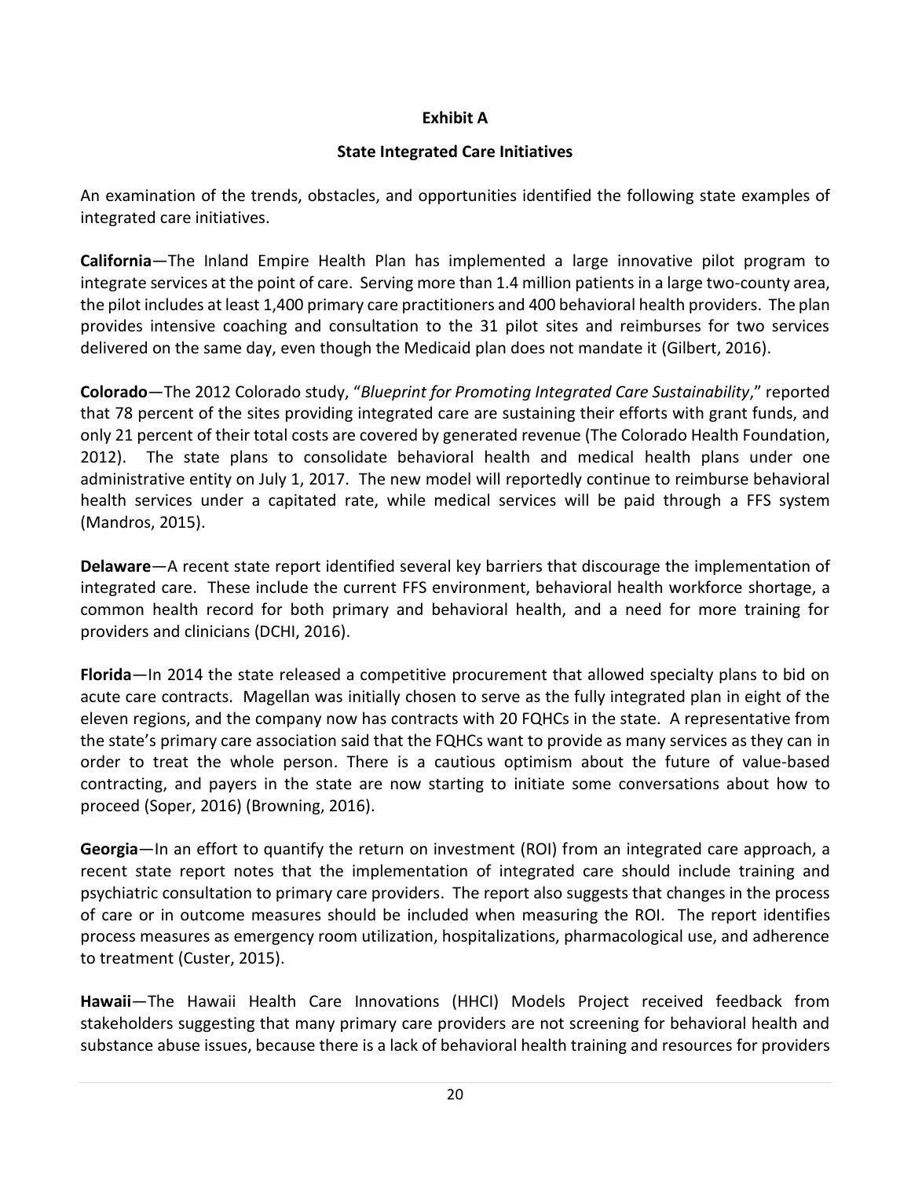**Exhibit A**

**State Integrated Care Initiatives**

An examination of the trends, obstacles, and opportunities identified the following state examples of integrated care initiatives.

**California**—The Inland Empire Health Plan has implemented a large innovative pilot program to integrate services at the point of care. Serving more than 1.4 million patients in a large two-county area, the pilot includes at least 1,400 primary care practitioners and 400 behavioral health providers. The plan provides intensive coaching and consultation to the 31 pilot sites and reimburses for two services delivered on the same day, even though the Medicaid plan does not mandate it (Gilbert, 2016).

**Colorado**—The 2012 Colorado study, "*Blueprint for Promoting Integrated Care Sustainability*," reported that 78 percent of the sites providing integrated care are sustaining their efforts with grant funds, and only 21 percent of their total costs are covered by generated revenue (The Colorado Health Foundation, 2012). The state plans to consolidate behavioral health and medical health plans under one administrative entity on July 1, 2017. The new model will reportedly continue to reimburse behavioral health services under a capitated rate, while medical services will be paid through a FFS system (Mandros, 2015).

**Delaware**—A recent state report identified several key barriers that discourage the implementation of integrated care. These include the current FFS environment, behavioral health workforce shortage, a common health record for both primary and behavioral health, and a need for more training for providers and clinicians (DCHI, 2016).

**Florida**—In 2014 the state released a competitive procurement that allowed specialty plans to bid on acute care contracts. Magellan was initially chosen to serve as the fully integrated plan in eight of the eleven regions, and the company now has contracts with 20 FQHCs in the state. A representative from the state's primary care association said that the FQHCs want to provide as many services as they can in order to treat the whole person. There is a cautious optimism about the future of value-based contracting, and payers in the state are now starting to initiate some conversations about how to proceed (Soper, 2016) (Browning, 2016).

**Georgia**—In an effort to quantify the return on investment (ROI) from an integrated care approach, a recent state report notes that the implementation of integrated care should include training and psychiatric consultation to primary care providers. The report also suggests that changes in the process of care or in outcome measures should be included when measuring the ROI. The report identifies process measures as emergency room utilization, hospitalizations, pharmacological use, and adherence to treatment (Custer, 2015).

**Hawaii**—The Hawaii Health Care Innovations (HHCI) Models Project received feedback from stakeholders suggesting that many primary care providers are not screening for behavioral health and substance abuse issues, because there is a lack of behavioral health training and resources for providers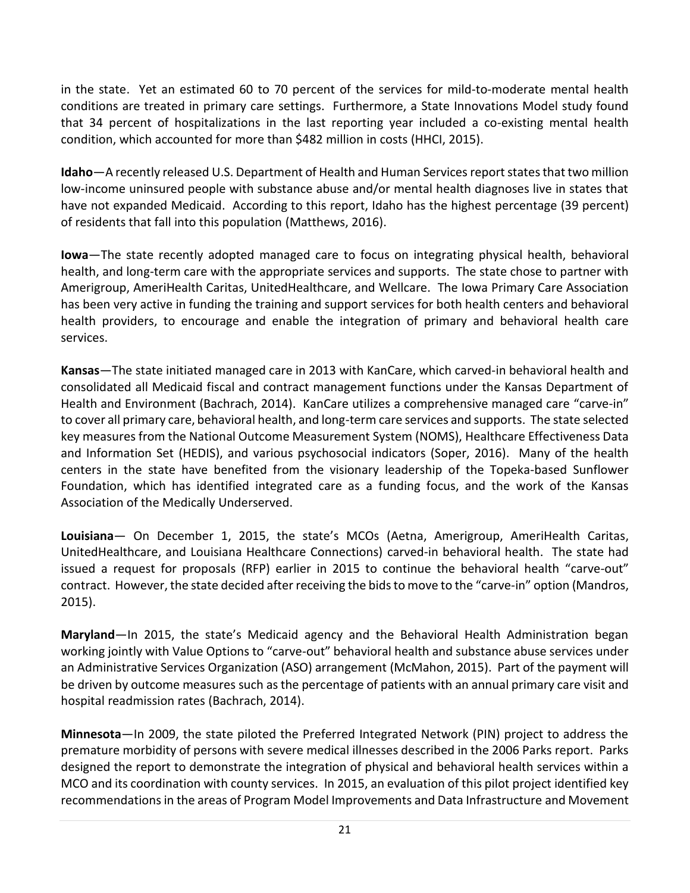in the state. Yet an estimated 60 to 70 percent of the services for mild-to-moderate mental health conditions are treated in primary care settings. Furthermore, a State Innovations Model study found that 34 percent of hospitalizations in the last reporting year included a co-existing mental health condition, which accounted for more than $482 million in costs (HHCI, 2015).

**Idaho**—A recently released U.S. Department of Health and Human Services report states that two million low-income uninsured people with substance abuse and/or mental health diagnoses live in states that have not expanded Medicaid. According to this report, Idaho has the highest percentage (39 percent) of residents that fall into this population (Matthews, 2016).

**Iowa**—The state recently adopted managed care to focus on integrating physical health, behavioral health, and long-term care with the appropriate services and supports. The state chose to partner with Amerigroup, AmeriHealth Caritas, UnitedHealthcare, and Wellcare. The Iowa Primary Care Association has been very active in funding the training and support services for both health centers and behavioral health providers, to encourage and enable the integration of primary and behavioral health care services.

**Kansas**—The state initiated managed care in 2013 with KanCare, which carved-in behavioral health and consolidated all Medicaid fiscal and contract management functions under the Kansas Department of Health and Environment (Bachrach, 2014). KanCare utilizes a comprehensive managed care "carve-in" to cover all primary care, behavioral health, and long-term care services and supports. The state selected key measures from the National Outcome Measurement System (NOMS), Healthcare Effectiveness Data and Information Set (HEDIS), and various psychosocial indicators (Soper, 2016). Many of the health centers in the state have benefited from the visionary leadership of the Topeka-based Sunflower Foundation, which has identified integrated care as a funding focus, and the work of the Kansas Association of the Medically Underserved.

**Louisiana**— On December 1, 2015, the state's MCOs (Aetna, Amerigroup, AmeriHealth Caritas, UnitedHealthcare, and Louisiana Healthcare Connections) carved-in behavioral health. The state had issued a request for proposals (RFP) earlier in 2015 to continue the behavioral health "carve-out" contract. However, the state decided after receiving the bids to move to the "carve-in" option (Mandros, 2015).

**Maryland**—In 2015, the state's Medicaid agency and the Behavioral Health Administration began working jointly with Value Options to "carve-out" behavioral health and substance abuse services under an Administrative Services Organization (ASO) arrangement (McMahon, 2015). Part of the payment will be driven by outcome measures such as the percentage of patients with an annual primary care visit and hospital readmission rates (Bachrach, 2014).

**Minnesota**—In 2009, the state piloted the Preferred Integrated Network (PIN) project to address the premature morbidity of persons with severe medical illnesses described in the 2006 Parks report. Parks designed the report to demonstrate the integration of physical and behavioral health services within a MCO and its coordination with county services. In 2015, an evaluation of this pilot project identified key recommendations in the areas of Program Model Improvements and Data Infrastructure and Movement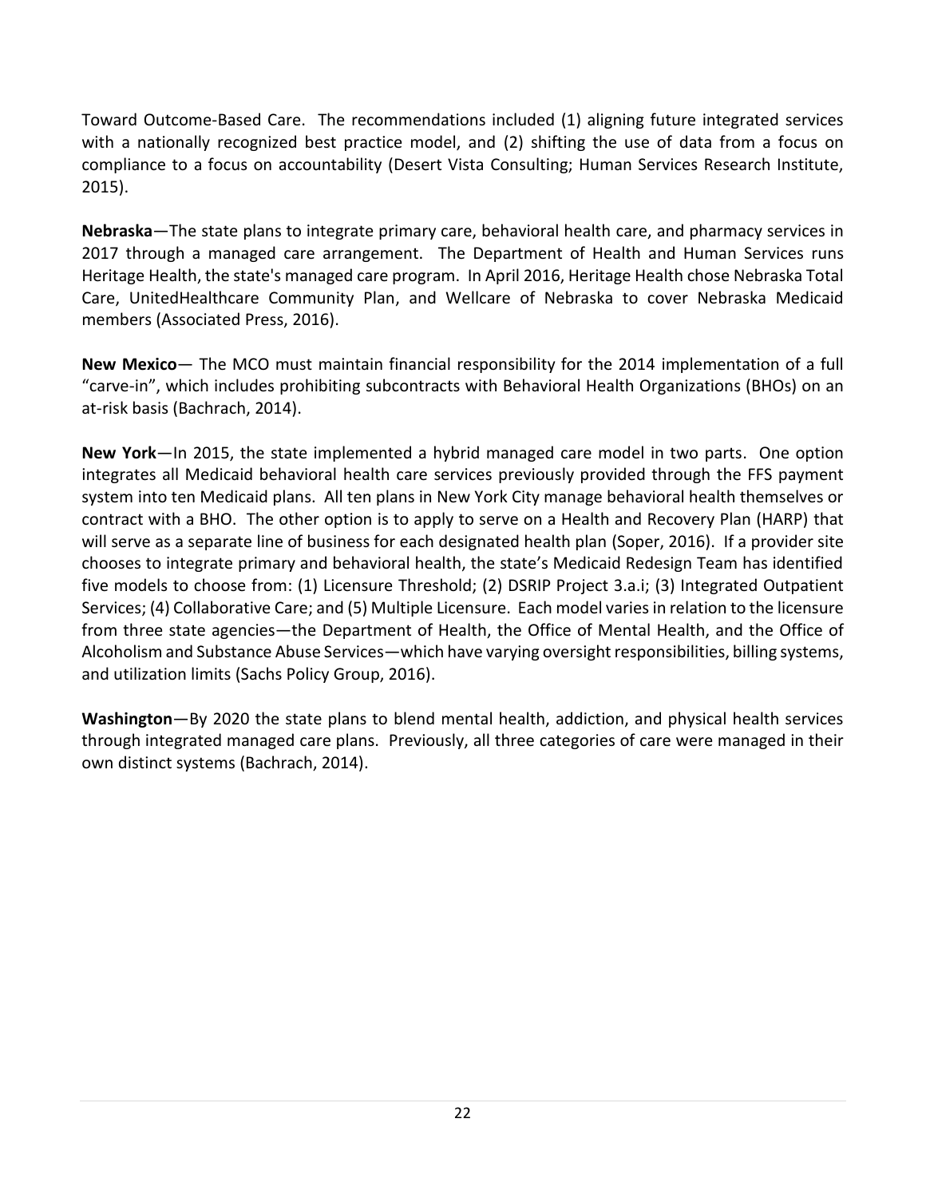Toward Outcome-Based Care. The recommendations included (1) aligning future integrated services with a nationally recognized best practice model, and (2) shifting the use of data from a focus on compliance to a focus on accountability (Desert Vista Consulting; Human Services Research Institute, 2015).

**Nebraska**—The state plans to integrate primary care, behavioral health care, and pharmacy services in 2017 through a managed care arrangement. The Department of Health and Human Services runs Heritage Health, the state's managed care program. In April 2016, Heritage Health chose Nebraska Total Care, UnitedHealthcare Community Plan, and Wellcare of Nebraska to cover Nebraska Medicaid members (Associated Press, 2016).

**New Mexico**— The MCO must maintain financial responsibility for the 2014 implementation of a full "carve-in", which includes prohibiting subcontracts with Behavioral Health Organizations (BHOs) on an at-risk basis (Bachrach, 2014).

**New York**—In 2015, the state implemented a hybrid managed care model in two parts. One option integrates all Medicaid behavioral health care services previously provided through the FFS payment system into ten Medicaid plans. All ten plans in New York City manage behavioral health themselves or contract with a BHO. The other option is to apply to serve on a Health and Recovery Plan (HARP) that will serve as a separate line of business for each designated health plan (Soper, 2016). If a provider site chooses to integrate primary and behavioral health, the state's Medicaid Redesign Team has identified five models to choose from: (1) Licensure Threshold; (2) DSRIP Project 3.a.i; (3) Integrated Outpatient Services; (4) Collaborative Care; and (5) Multiple Licensure. Each model varies in relation to the licensure from three state agencies—the Department of Health, the Office of Mental Health, and the Office of Alcoholism and Substance Abuse Services—which have varying oversight responsibilities, billing systems, and utilization limits (Sachs Policy Group, 2016).

**Washington**—By 2020 the state plans to blend mental health, addiction, and physical health services through integrated managed care plans. Previously, all three categories of care were managed in their own distinct systems (Bachrach, 2014).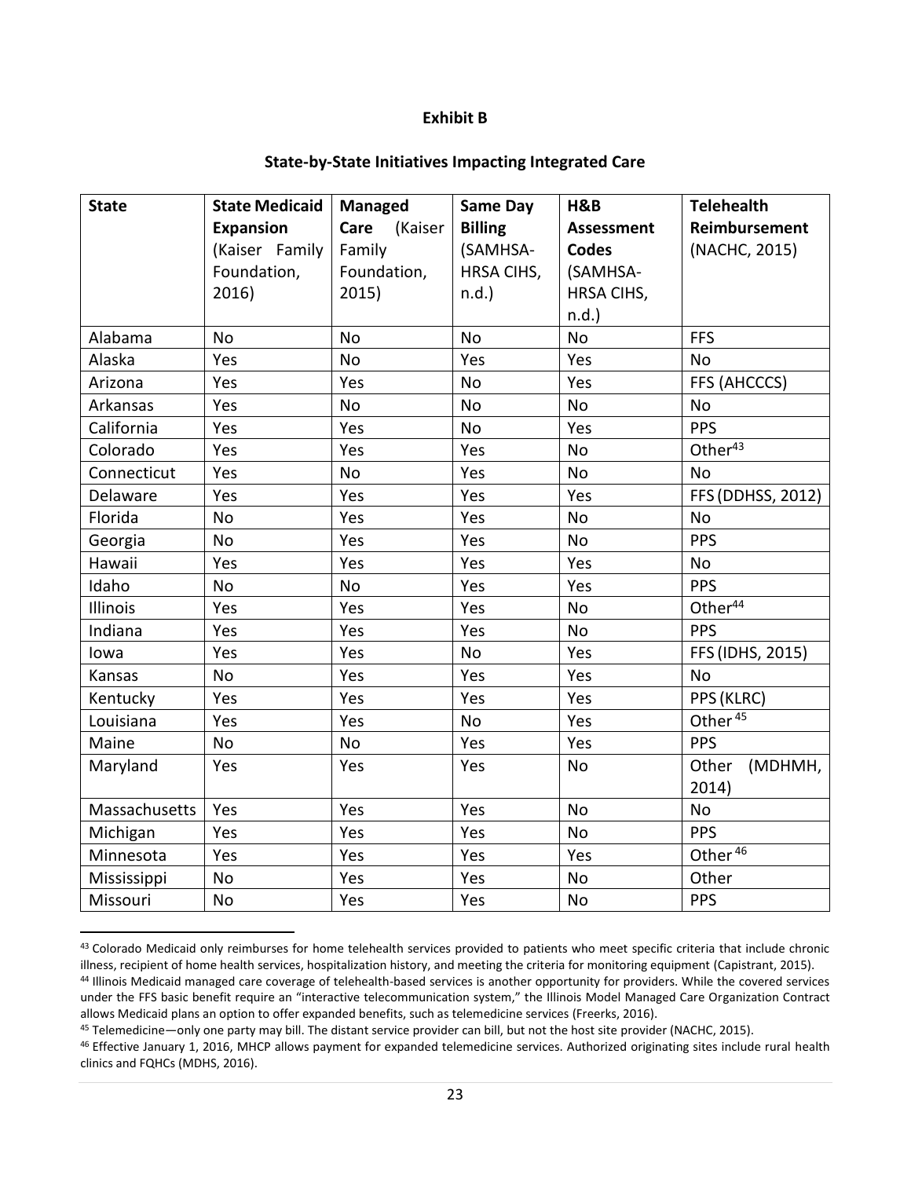**Exhibit B**

**State-by-State Initiatives Impacting Integrated Care**

| State | State Medicaid Expansion (Kaiser Family Foundation, 2016) | Managed Care (Kaiser Family Foundation, 2015) | Same Day Billing (SAMHSA-HRSA CIHS, n.d.) | H&B Assessment Codes (SAMHSA-HRSA CIHS, n.d.) | Telehealth Reimbursement (NACHC, 2015) |
|---|---|---|---|---|---|
| Alabama | No | No | No | No | FFS |
| Alaska | Yes | No | Yes | Yes | No |
| Arizona | Yes | Yes | No | Yes | FFS (AHCCCS) |
| Arkansas | Yes | No | No | No | No |
| California | Yes | Yes | No | Yes | PPS |
| Colorado | Yes | Yes | Yes | No | Other[43] |
| Connecticut | Yes | No | Yes | No | No |
| Delaware | Yes | Yes | Yes | Yes | FFS (DDHSS, 2012) |
| Florida | No | Yes | Yes | No | No |
| Georgia | No | Yes | Yes | No | PPS |
| Hawaii | Yes | Yes | Yes | Yes | No |
| Idaho | No | No | Yes | Yes | PPS |
| Illinois | Yes | Yes | Yes | No | Other[44] |
| Indiana | Yes | Yes | Yes | No | PPS |
| Iowa | Yes | Yes | No | Yes | FFS (IDHS, 2015) |
| Kansas | No | Yes | Yes | Yes | No |
| Kentucky | Yes | Yes | Yes | Yes | PPS (KLRC) |
| Louisiana | Yes | Yes | No | Yes | Other[45] |
| Maine | No | No | Yes | Yes | PPS |
| Maryland | Yes | Yes | Yes | No | Other (MDHMH, 2014) |
| Massachusetts | Yes | Yes | Yes | No | No |
| Michigan | Yes | Yes | Yes | No | PPS |
| Minnesota | Yes | Yes | Yes | Yes | Other[46] |
| Mississippi | No | Yes | Yes | No | Other |
| Missouri | No | Yes | Yes | No | PPS |

[43] Colorado Medicaid only reimburses for home telehealth services provided to patients who meet specific criteria that include chronic illness, recipient of home health services, hospitalization history, and meeting the criteria for monitoring equipment (Capistrant, 2015).

[44] Illinois Medicaid managed care coverage of telehealth-based services is another opportunity for providers. While the covered services under the FFS basic benefit require an "interactive telecommunication system," the Illinois Model Managed Care Organization Contract allows Medicaid plans an option to offer expanded benefits, such as telemedicine services (Freerks, 2016).

[45] Telemedicine—only one party may bill. The distant service provider can bill, but not the host site provider (NACHC, 2015).

[46] Effective January 1, 2016, MHCP allows payment for expanded telemedicine services. Authorized originating sites include rural health clinics and FQHCs (MDHS, 2016).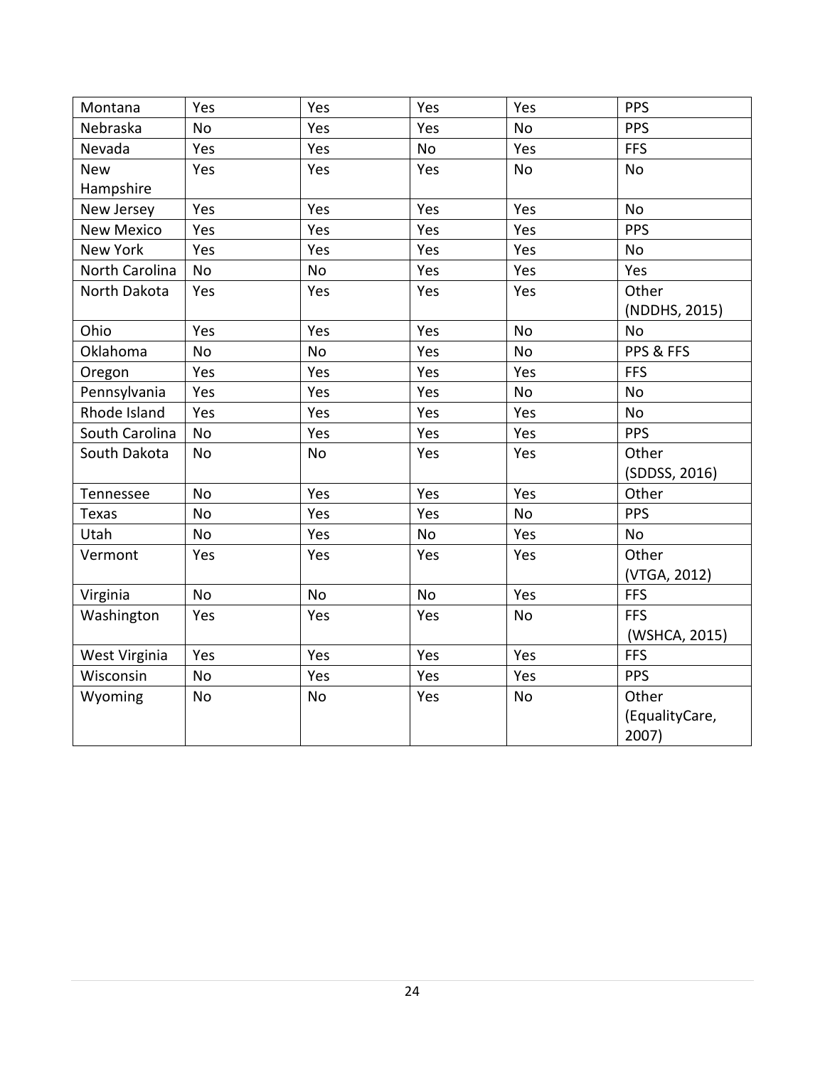| Montana | Yes | Yes | Yes | Yes | PPS |
|---|---|---|---|---|---|
| Nebraska | No | Yes | Yes | No | PPS |
| Nevada | Yes | Yes | No | Yes | FFS |
| New Hampshire | Yes | Yes | Yes | No | No |
| New Jersey | Yes | Yes | Yes | Yes | No |
| New Mexico | Yes | Yes | Yes | Yes | PPS |
| New York | Yes | Yes | Yes | Yes | No |
| North Carolina | No | No | Yes | Yes | Yes |
| North Dakota | Yes | Yes | Yes | Yes | Other (NDDHS, 2015) |
| Ohio | Yes | Yes | Yes | No | No |
| Oklahoma | No | No | Yes | No | PPS & FFS |
| Oregon | Yes | Yes | Yes | Yes | FFS |
| Pennsylvania | Yes | Yes | Yes | No | No |
| Rhode Island | Yes | Yes | Yes | Yes | No |
| South Carolina | No | Yes | Yes | Yes | PPS |
| South Dakota | No | No | Yes | Yes | Other (SDDSS, 2016) |
| Tennessee | No | Yes | Yes | Yes | Other |
| Texas | No | Yes | Yes | No | PPS |
| Utah | No | Yes | No | Yes | No |
| Vermont | Yes | Yes | Yes | Yes | Other (VTGA, 2012) |
| Virginia | No | No | No | Yes | FFS |
| Washington | Yes | Yes | Yes | No | FFS (WSHCA, 2015) |
| West Virginia | Yes | Yes | Yes | Yes | FFS |
| Wisconsin | No | Yes | Yes | Yes | PPS |
| Wyoming | No | No | Yes | No | Other (EqualityCare, 2007) |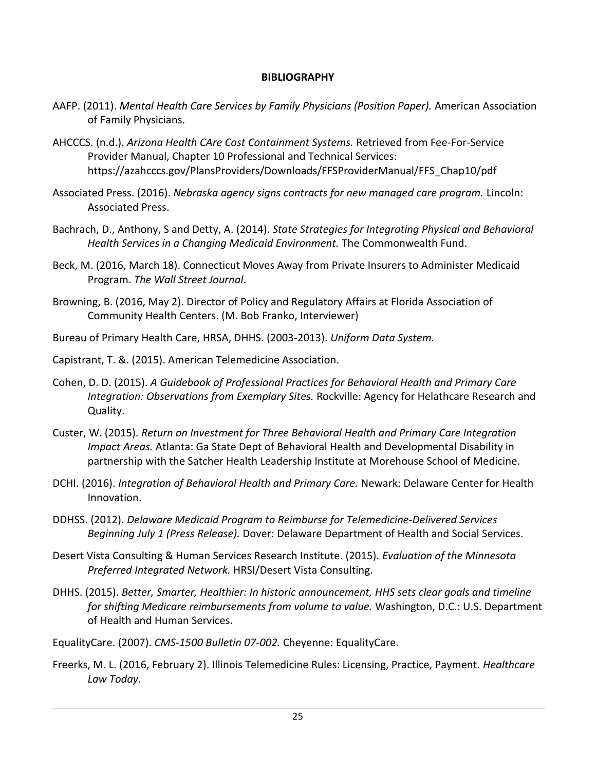## BIBLIOGRAPHY

AAFP. (2011). *Mental Health Care Services by Family Physicians (Position Paper).* American Association of Family Physicians.

AHCCCS. (n.d.). *Arizona Health CAre Cost Containment Systems.* Retrieved from Fee-For-Service Provider Manual, Chapter 10 Professional and Technical Services: https://azahcccs.gov/PlansProviders/Downloads/FFSProviderManual/FFS_Chap10/pdf

Associated Press. (2016). *Nebraska agency signs contracts for new managed care program.* Lincoln: Associated Press.

Bachrach, D., Anthony, S and Detty, A. (2014). *State Strategies for Integrating Physical and Behavioral Health Services in a Changing Medicaid Environment.* The Commonwealth Fund.

Beck, M. (2016, March 18). Connecticut Moves Away from Private Insurers to Administer Medicaid Program. *The Wall Street Journal*.

Browning, B. (2016, May 2). Director of Policy and Regulatory Affairs at Florida Association of Community Health Centers. (M. Bob Franko, Interviewer)

Bureau of Primary Health Care, HRSA, DHHS. (2003-2013). *Uniform Data System.*

Capistrant, T. &. (2015). American Telemedicine Association.

Cohen, D. D. (2015). *A Guidebook of Professional Practices for Behavioral Health and Primary Care Integration: Observations from Exemplary Sites.* Rockville: Agency for Helathcare Research and Quality.

Custer, W. (2015). *Return on Investment for Three Behavioral Health and Primary Care Integration Impact Areas.* Atlanta: Ga State Dept of Behavioral Health and Developmental Disability in partnership with the Satcher Health Leadership Institute at Morehouse School of Medicine.

DCHI. (2016). *Integration of Behavioral Health and Primary Care.* Newark: Delaware Center for Health Innovation.

DDHSS. (2012). *Delaware Medicaid Program to Reimburse for Telemedicine-Delivered Services Beginning July 1 (Press Release).* Dover: Delaware Department of Health and Social Services.

Desert Vista Consulting & Human Services Research Institute. (2015). *Evaluation of the Minnesota Preferred Integrated Network.* HRSI/Desert Vista Consulting.

DHHS. (2015). *Better, Smarter, Healthier: In historic announcement, HHS sets clear goals and timeline for shifting Medicare reimbursements from volume to value.* Washington, D.C.: U.S. Department of Health and Human Services.

EqualityCare. (2007). *CMS-1500 Bulletin 07-002.* Cheyenne: EqualityCare.

Freerks, M. L. (2016, February 2). Illinois Telemedicine Rules: Licensing, Practice, Payment. *Healthcare Law Today*.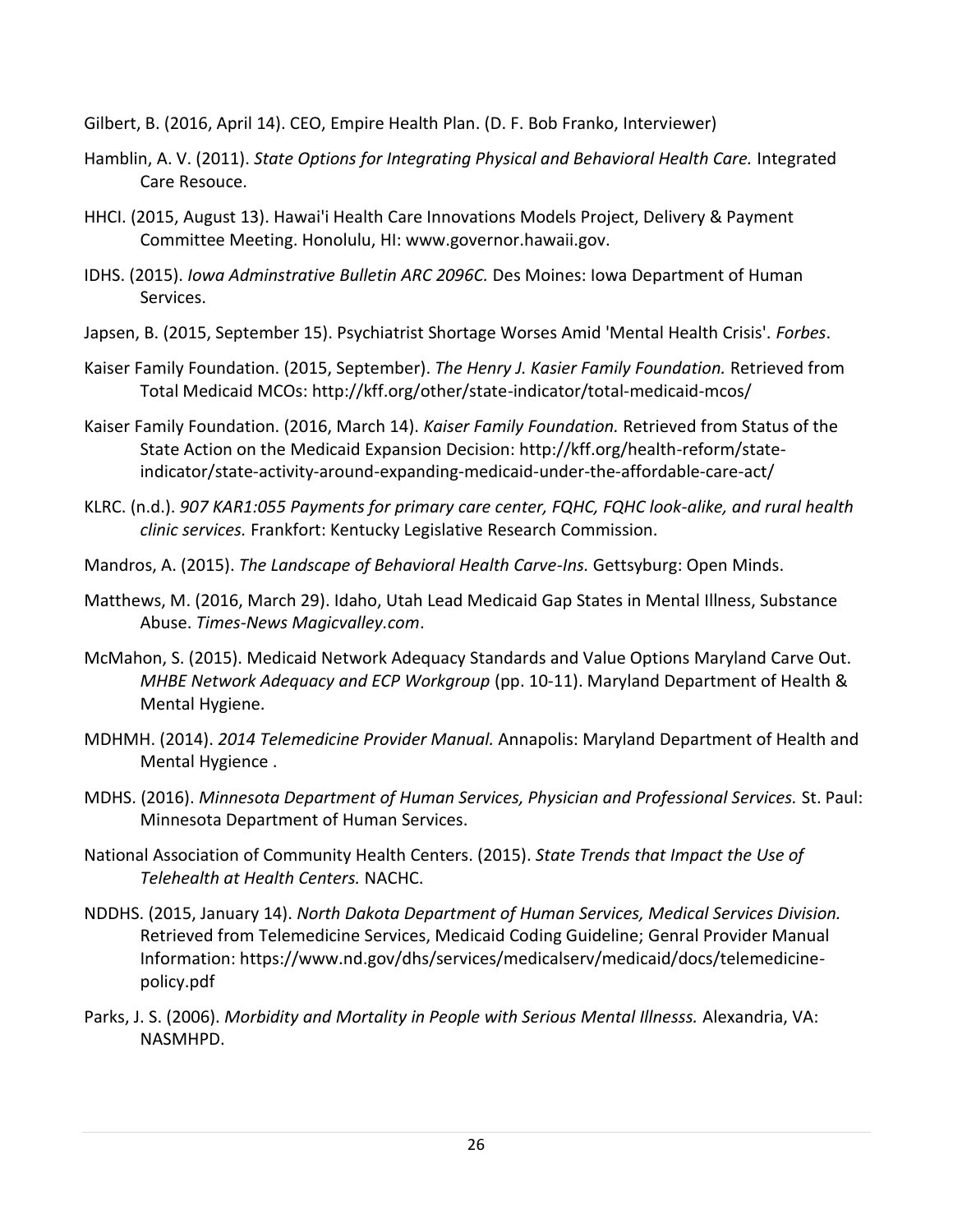Gilbert, B. (2016, April 14). CEO, Empire Health Plan. (D. F. Bob Franko, Interviewer)

Hamblin, A. V. (2011). *State Options for Integrating Physical and Behavioral Health Care.* Integrated Care Resouce.

HHCI. (2015, August 13). Hawai'i Health Care Innovations Models Project, Delivery & Payment Committee Meeting. Honolulu, HI: www.governor.hawaii.gov.

IDHS. (2015). *Iowa Adminstrative Bulletin ARC 2096C.* Des Moines: Iowa Department of Human Services.

Japsen, B. (2015, September 15). Psychiatrist Shortage Worses Amid 'Mental Health Crisis'. *Forbes*.

Kaiser Family Foundation. (2015, September). *The Henry J. Kasier Family Foundation.* Retrieved from Total Medicaid MCOs: http://kff.org/other/state-indicator/total-medicaid-mcos/

Kaiser Family Foundation. (2016, March 14). *Kaiser Family Foundation.* Retrieved from Status of the State Action on the Medicaid Expansion Decision: http://kff.org/health-reform/state-indicator/state-activity-around-expanding-medicaid-under-the-affordable-care-act/

KLRC. (n.d.). *907 KAR1:055 Payments for primary care center, FQHC, FQHC look-alike, and rural health clinic services.* Frankfort: Kentucky Legislative Research Commission.

Mandros, A. (2015). *The Landscape of Behavioral Health Carve-Ins.* Gettsyburg: Open Minds.

Matthews, M. (2016, March 29). Idaho, Utah Lead Medicaid Gap States in Mental Illness, Substance Abuse. *Times-News Magicvalley.com*.

McMahon, S. (2015). Medicaid Network Adequacy Standards and Value Options Maryland Carve Out. *MHBE Network Adequacy and ECP Workgroup* (pp. 10-11). Maryland Department of Health & Mental Hygiene.

MDHMH. (2014). *2014 Telemedicine Provider Manual.* Annapolis: Maryland Department of Health and Mental Hygience .

MDHS. (2016). *Minnesota Department of Human Services, Physician and Professional Services.* St. Paul: Minnesota Department of Human Services.

National Association of Community Health Centers. (2015). *State Trends that Impact the Use of Telehealth at Health Centers.* NACHC.

NDDHS. (2015, January 14). *North Dakota Department of Human Services, Medical Services Division.* Retrieved from Telemedicine Services, Medicaid Coding Guideline; Genral Provider Manual Information: https://www.nd.gov/dhs/services/medicalserv/medicaid/docs/telemedicine-policy.pdf

Parks, J. S. (2006). *Morbidity and Mortality in People with Serious Mental Illnesss.* Alexandria, VA: NASMHPD.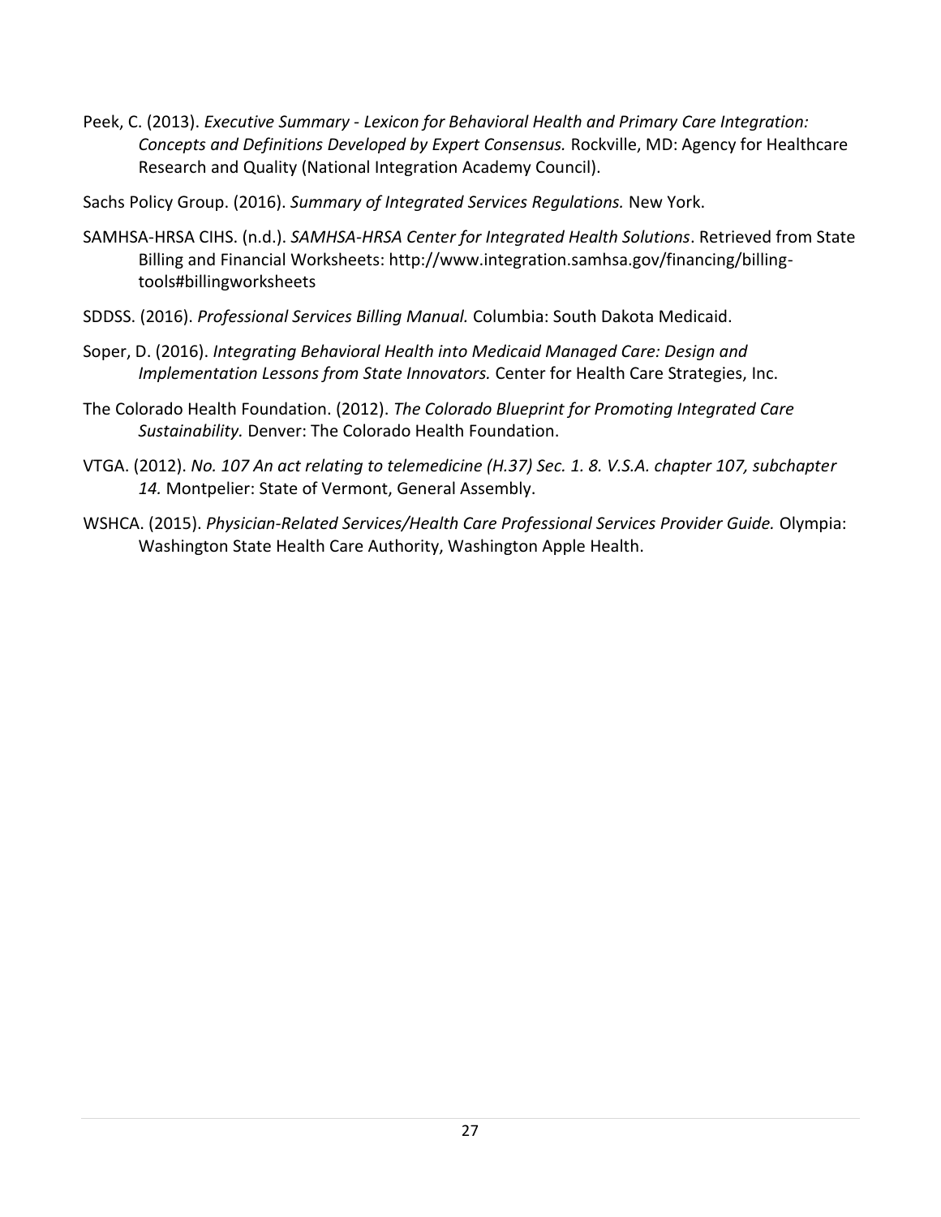Peek, C. (2013). *Executive Summary - Lexicon for Behavioral Health and Primary Care Integration: Concepts and Definitions Developed by Expert Consensus.* Rockville, MD: Agency for Healthcare Research and Quality (National Integration Academy Council).

Sachs Policy Group. (2016). *Summary of Integrated Services Regulations.* New York.

SAMHSA-HRSA CIHS. (n.d.). *SAMHSA-HRSA Center for Integrated Health Solutions*. Retrieved from State Billing and Financial Worksheets: http://www.integration.samhsa.gov/financing/billing-tools#billingworksheets

SDDSS. (2016). *Professional Services Billing Manual.* Columbia: South Dakota Medicaid.

Soper, D. (2016). *Integrating Behavioral Health into Medicaid Managed Care: Design and Implementation Lessons from State Innovators.* Center for Health Care Strategies, Inc.

The Colorado Health Foundation. (2012). *The Colorado Blueprint for Promoting Integrated Care Sustainability.* Denver: The Colorado Health Foundation.

VTGA. (2012). *No. 107 An act relating to telemedicine (H.37) Sec. 1. 8. V.S.A. chapter 107, subchapter 14.* Montpelier: State of Vermont, General Assembly.

WSHCA. (2015). *Physician-Related Services/Health Care Professional Services Provider Guide.* Olympia: Washington State Health Care Authority, Washington Apple Health.